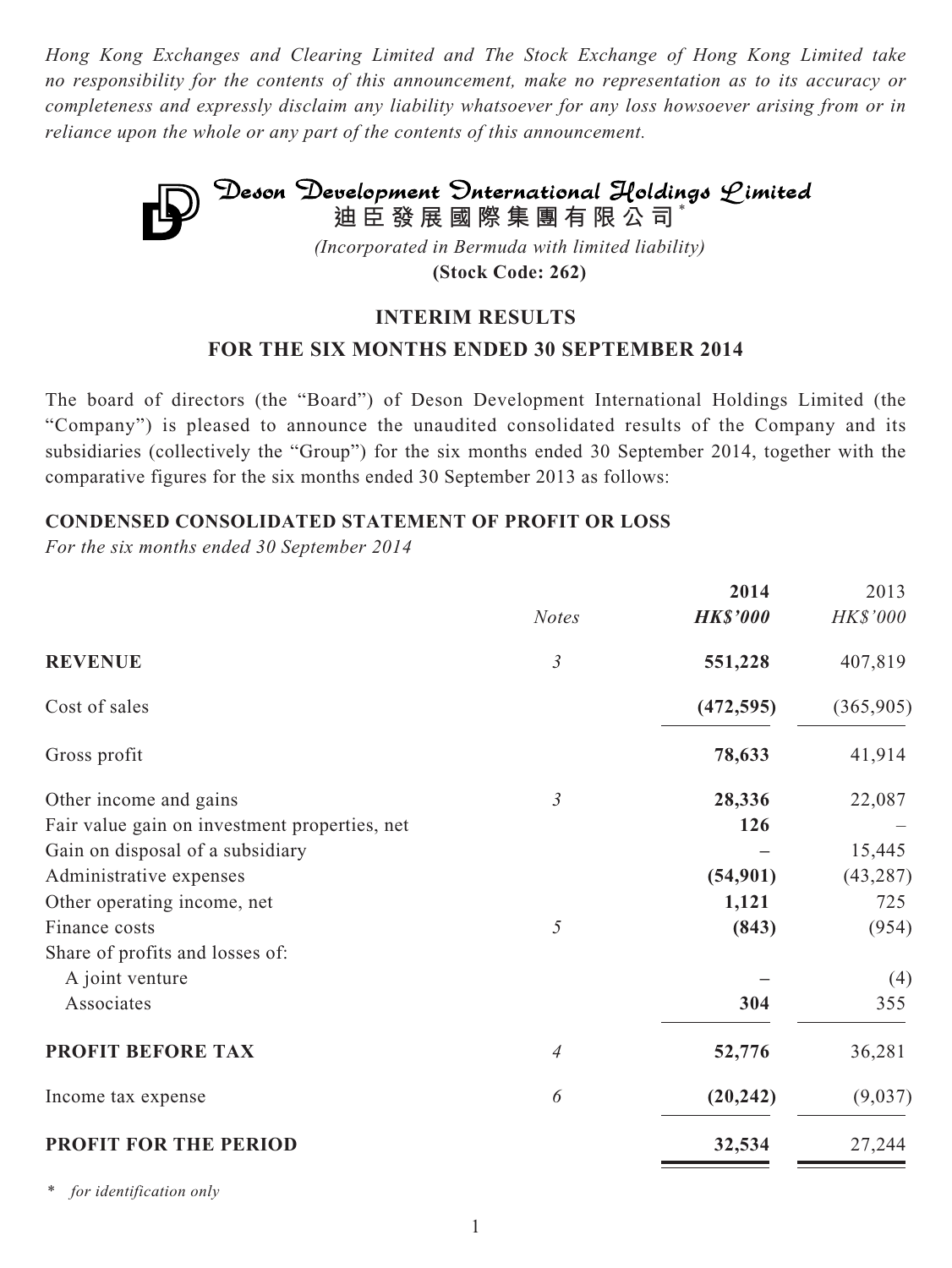*Hong Kong Exchanges and Clearing Limited and The Stock Exchange of Hong Kong Limited take no responsibility for the contents of this announcement, make no representation as to its accuracy or completeness and expressly disclaim any liability whatsoever for any loss howsoever arising from or in reliance upon the whole or any part of the contents of this announcement.*

# Deson Development International Holdings Limited
# 迪臣發展國際集團有限公司*

*(Incorporated in Bermuda with limited liability)*

**(Stock Code: 262)**

## INTERIM RESULTS
## FOR THE SIX MONTHS ENDED 30 SEPTEMBER 2014

The board of directors (the "Board") of Deson Development International Holdings Limited (the "Company") is pleased to announce the unaudited consolidated results of the Company and its subsidiaries (collectively the "Group") for the six months ended 30 September 2014, together with the comparative figures for the six months ended 30 September 2013 as follows:

### CONDENSED CONSOLIDATED STATEMENT OF PROFIT OR LOSS

*For the six months ended 30 September 2014*

| | *Notes* | **2014** <br> ***HK$'000*** | 2013 <br> *HK$'000* |
|---|---|---|---|
| **REVENUE** | *3* | **551,228** | 407,819 |
| Cost of sales | | **(472,595)** | (365,905) |
| Gross profit | | **78,633** | 41,914 |
| Other income and gains | *3* | **28,336** | 22,087 |
| Fair value gain on investment properties, net | | **126** | – |
| Gain on disposal of a subsidiary | | **–** | 15,445 |
| Administrative expenses | | **(54,901)** | (43,287) |
| Other operating income, net | | **1,121** | 725 |
| Finance costs | *5* | **(843)** | (954) |
| Share of profits and losses of: | | | |
| A joint venture | | **–** | (4) |
| Associates | | **304** | 355 |
| **PROFIT BEFORE TAX** | *4* | **52,776** | 36,281 |
| Income tax expense | *6* | **(20,242)** | (9,037) |
| **PROFIT FOR THE PERIOD** | | **32,534** | 27,244 |

\* *for identification only*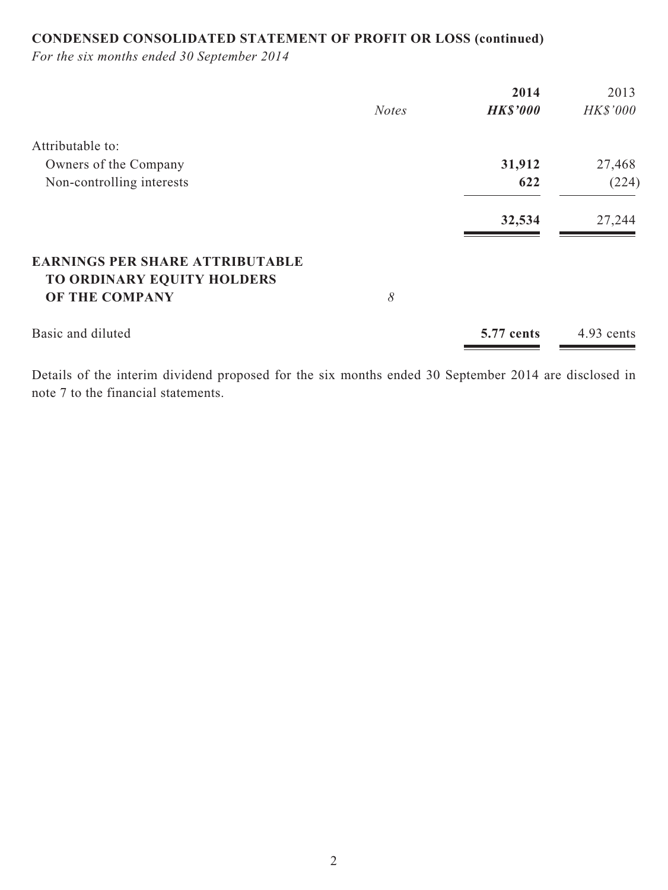## CONDENSED CONSOLIDATED STATEMENT OF PROFIT OR LOSS (continued)

*For the six months ended 30 September 2014*

| | *Notes* | **2014** | 2013 |
|---|---|---|---|
| | | ***HK$'000*** | *HK$'000* |
| Attributable to: | | | |
| Owners of the Company | | **31,912** | 27,468 |
| Non-controlling interests | | **622** | (224) |
| | | **32,534** | 27,244 |
| **EARNINGS PER SHARE ATTRIBUTABLE TO ORDINARY EQUITY HOLDERS OF THE COMPANY** | *8* | | |
| Basic and diluted | | **5.77 cents** | 4.93 cents |

Details of the interim dividend proposed for the six months ended 30 September 2014 are disclosed in note 7 to the financial statements.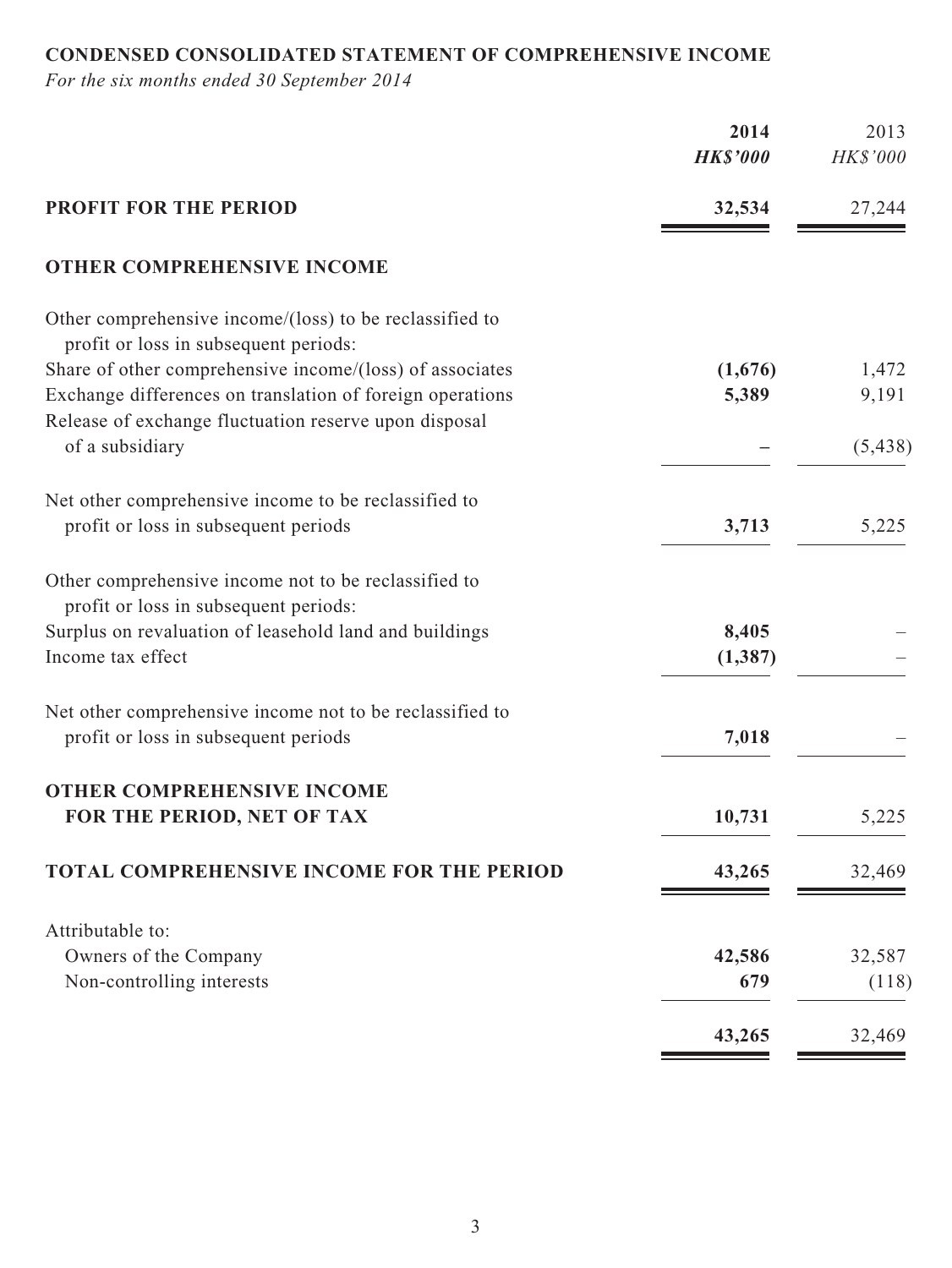**CONDENSED CONSOLIDATED STATEMENT OF COMPREHENSIVE INCOME**

*For the six months ended 30 September 2014*

| | **2014** | 2013 |
|---|---|---|
| | ***HK$'000*** | *HK$'000* |
| **PROFIT FOR THE PERIOD** | **32,534** | 27,244 |
| **OTHER COMPREHENSIVE INCOME** | | |
| Other comprehensive income/(loss) to be reclassified to profit or loss in subsequent periods: | | |
| Share of other comprehensive income/(loss) of associates | **(1,676)** | 1,472 |
| Exchange differences on translation of foreign operations | **5,389** | 9,191 |
| Release of exchange fluctuation reserve upon disposal of a subsidiary | **–** | (5,438) |
| Net other comprehensive income to be reclassified to profit or loss in subsequent periods | **3,713** | 5,225 |
| Other comprehensive income not to be reclassified to profit or loss in subsequent periods: | | |
| Surplus on revaluation of leasehold land and buildings | **8,405** | – |
| Income tax effect | **(1,387)** | – |
| Net other comprehensive income not to be reclassified to profit or loss in subsequent periods | **7,018** | – |
| **OTHER COMPREHENSIVE INCOME FOR THE PERIOD, NET OF TAX** | **10,731** | 5,225 |
| **TOTAL COMPREHENSIVE INCOME FOR THE PERIOD** | **43,265** | 32,469 |
| Attributable to: | | |
| Owners of the Company | **42,586** | 32,587 |
| Non-controlling interests | **679** | (118) |
| | **43,265** | 32,469 |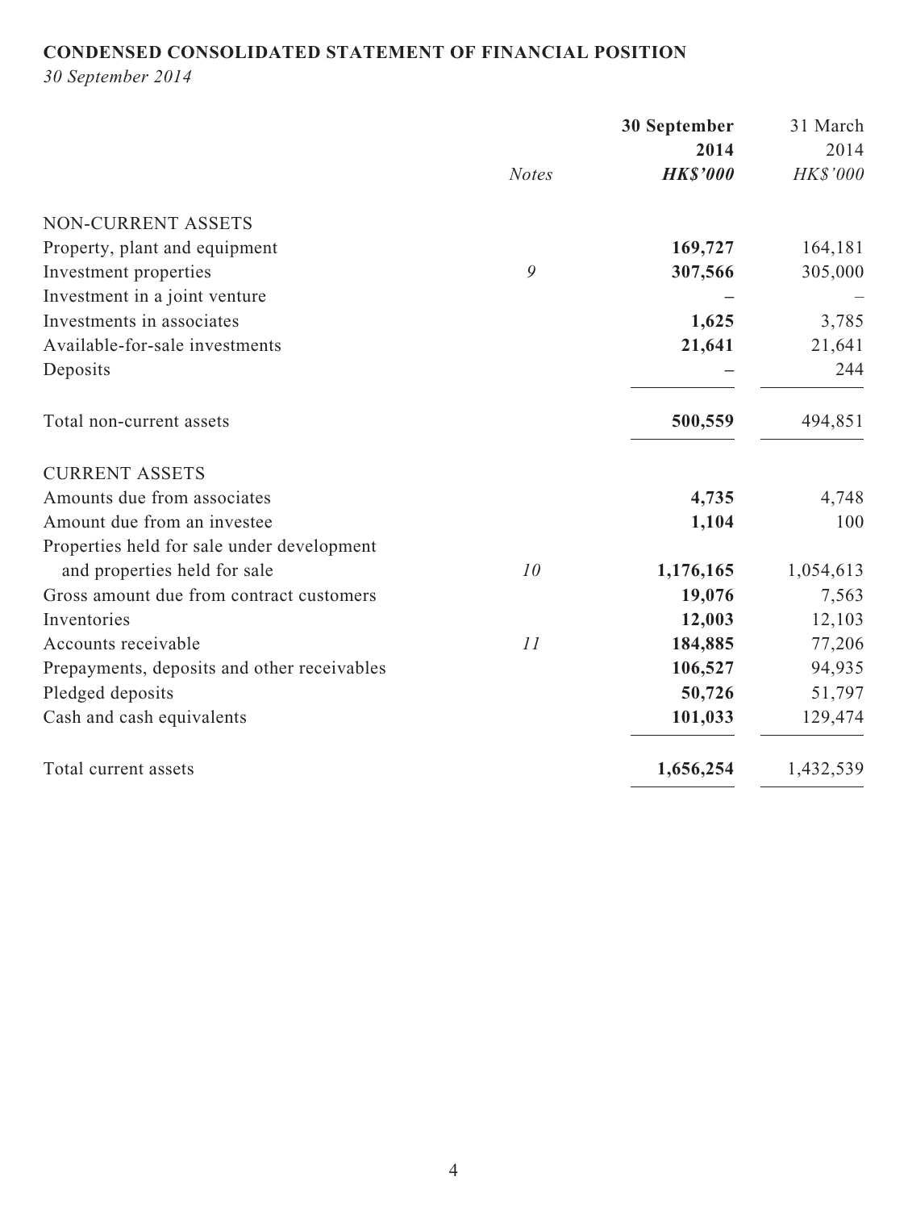**CONDENSED CONSOLIDATED STATEMENT OF FINANCIAL POSITION**

*30 September 2014*

| | *Notes* | **30 September 2014** ***HK$'000*** | 31 March 2014 *HK$'000* |
|---|---|---|---|
| NON-CURRENT ASSETS | | | |
| Property, plant and equipment | | **169,727** | 164,181 |
| Investment properties | *9* | **307,566** | 305,000 |
| Investment in a joint venture | | **–** | – |
| Investments in associates | | **1,625** | 3,785 |
| Available-for-sale investments | | **21,641** | 21,641 |
| Deposits | | **–** | 244 |
| Total non-current assets | | **500,559** | 494,851 |
| CURRENT ASSETS | | | |
| Amounts due from associates | | **4,735** | 4,748 |
| Amount due from an investee | | **1,104** | 100 |
| Properties held for sale under development and properties held for sale | *10* | **1,176,165** | 1,054,613 |
| Gross amount due from contract customers | | **19,076** | 7,563 |
| Inventories | | **12,003** | 12,103 |
| Accounts receivable | *11* | **184,885** | 77,206 |
| Prepayments, deposits and other receivables | | **106,527** | 94,935 |
| Pledged deposits | | **50,726** | 51,797 |
| Cash and cash equivalents | | **101,033** | 129,474 |
| Total current assets | | **1,656,254** | 1,432,539 |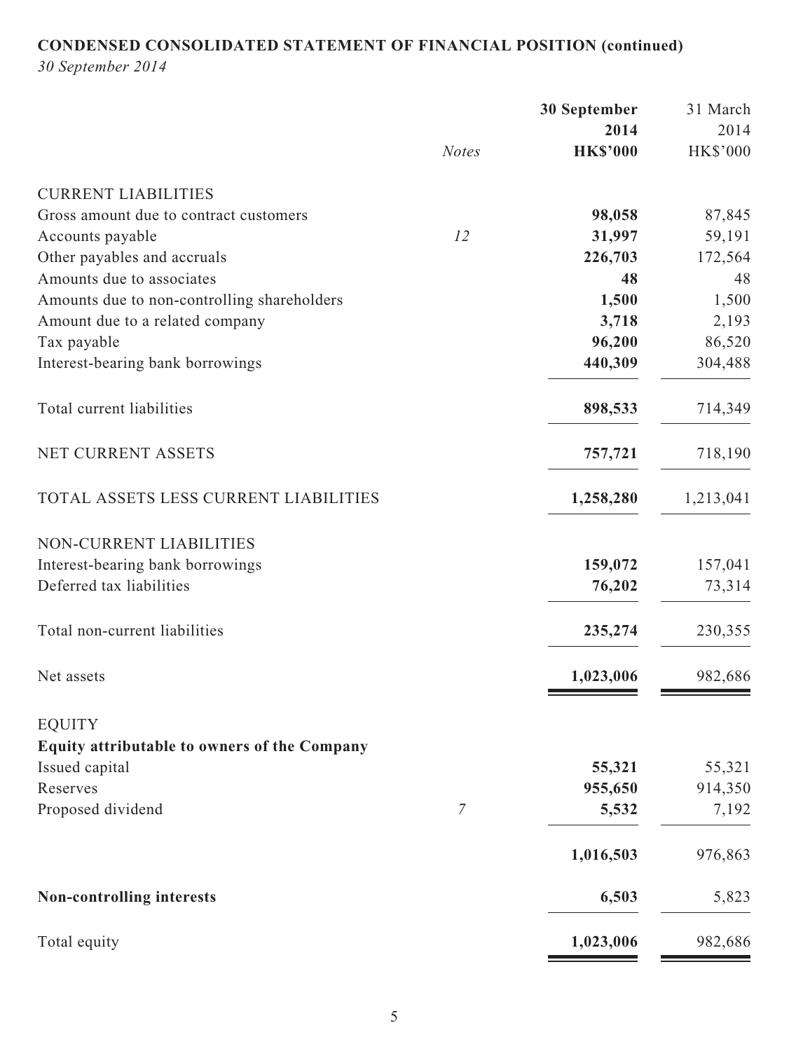**CONDENSED CONSOLIDATED STATEMENT OF FINANCIAL POSITION (continued)**

*30 September 2014*

| | *Notes* | **30 September 2014 HK$'000** | 31 March 2014 HK$'000 |
|---|---|---|---|
| CURRENT LIABILITIES | | | |
| Gross amount due to contract customers | | **98,058** | 87,845 |
| Accounts payable | *12* | **31,997** | 59,191 |
| Other payables and accruals | | **226,703** | 172,564 |
| Amounts due to associates | | **48** | 48 |
| Amounts due to non-controlling shareholders | | **1,500** | 1,500 |
| Amount due to a related company | | **3,718** | 2,193 |
| Tax payable | | **96,200** | 86,520 |
| Interest-bearing bank borrowings | | **440,309** | 304,488 |
| Total current liabilities | | **898,533** | 714,349 |
| NET CURRENT ASSETS | | **757,721** | 718,190 |
| TOTAL ASSETS LESS CURRENT LIABILITIES | | **1,258,280** | 1,213,041 |
| NON-CURRENT LIABILITIES | | | |
| Interest-bearing bank borrowings | | **159,072** | 157,041 |
| Deferred tax liabilities | | **76,202** | 73,314 |
| Total non-current liabilities | | **235,274** | 230,355 |
| Net assets | | **1,023,006** | 982,686 |
| EQUITY | | | |
| **Equity attributable to owners of the Company** | | | |
| Issued capital | | **55,321** | 55,321 |
| Reserves | | **955,650** | 914,350 |
| Proposed dividend | *7* | **5,532** | 7,192 |
| | | **1,016,503** | 976,863 |
| **Non-controlling interests** | | **6,503** | 5,823 |
| Total equity | | **1,023,006** | 982,686 |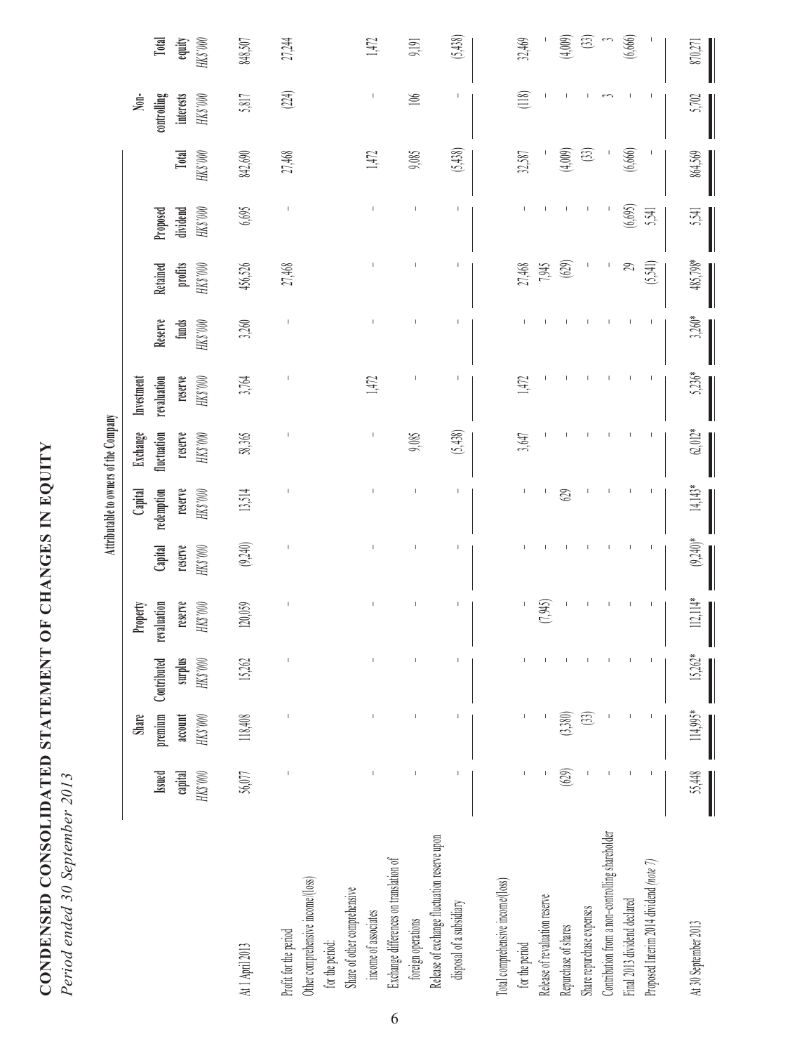# CONDENSED CONSOLIDATED STATEMENT OF CHANGES IN EQUITY

*Period ended 30 September 2013*

| | Attributable to owners of the Company | | | | | | | | | | | | | Non-controlling interests | Total equity |
|---|---|---|---|---|---|---|---|---|---|---|---|---|---|---|---|
| | Issued capital | Share premium account | Contributed surplus | Property revaluation reserve | Capital reserve | Capital redemption reserve | Exchange fluctuation reserve | Investment revaluation reserve | Reserve funds | Retained profits | Proposed dividend | Total | | | |
| | HK$'000 | HK$'000 | HK$'000 | HK$'000 | HK$'000 | HK$'000 | HK$'000 | HK$'000 | HK$'000 | HK$'000 | HK$'000 | HK$'000 | | HK$'000 | HK$'000 |
| At 1 April 2013 | 56,077 | 118,408 | 15,262 | 120,059 | (9,240) | 13,514 | 58,365 | 3,764 | 3,260 | 456,526 | 6,695 | 842,690 | | 5,817 | 848,507 |
| Profit for the period | - | - | - | - | - | - | - | - | - | 27,468 | - | 27,468 | | (224) | 27,244 |
| Other comprehensive income/(loss) for the period: | | | | | | | | | | | | | | | |
| Share of other comprehensive income of associates | - | - | - | - | - | - | - | 1,472 | - | - | - | 1,472 | | - | 1,472 |
| Exchange differences on translation of foreign operations | - | - | - | - | - | - | 9,085 | - | - | - | - | 9,085 | | 106 | 9,191 |
| Release of exchange fluctuation reserve upon disposal of a subsidiary | - | - | - | - | - | - | (5,438) | - | - | - | - | (5,438) | | - | (5,438) |
| Total comprehensive income/(loss) for the period | - | - | - | - | - | - | 3,647 | 1,472 | - | 27,468 | - | 32,587 | | (118) | 32,469 |
| Release of revaluation reserve | - | - | - | (7,945) | - | - | - | - | - | 7,945 | - | - | | - | - |
| Repurchase of shares | (629) | (3,380) | - | - | - | 629 | - | - | - | (629) | - | (4,009) | | - | (4,009) |
| Share repurchase expenses | - | (33) | - | - | - | - | - | - | - | - | - | (33) | | - | (33) |
| Contribution from a non-controlling shareholder | - | - | - | - | - | - | - | - | - | - | - | - | | 3 | 3 |
| Final 2013 dividend declared | - | - | - | - | - | - | - | - | - | 29 | (6,695) | (6,666) | | - | (6,666) |
| Proposed Interim 2014 dividend *(note 7)* | - | - | - | - | - | - | - | - | - | (5,541) | 5,541 | - | | - | - |
| At 30 September 2013 | 55,448 | 114,995* | 15,262* | 112,114* | (9,240)* | 14,143* | 62,012* | 5,236* | 3,260* | 485,798* | 5,541 | 864,569 | | 5,702 | 870,271 |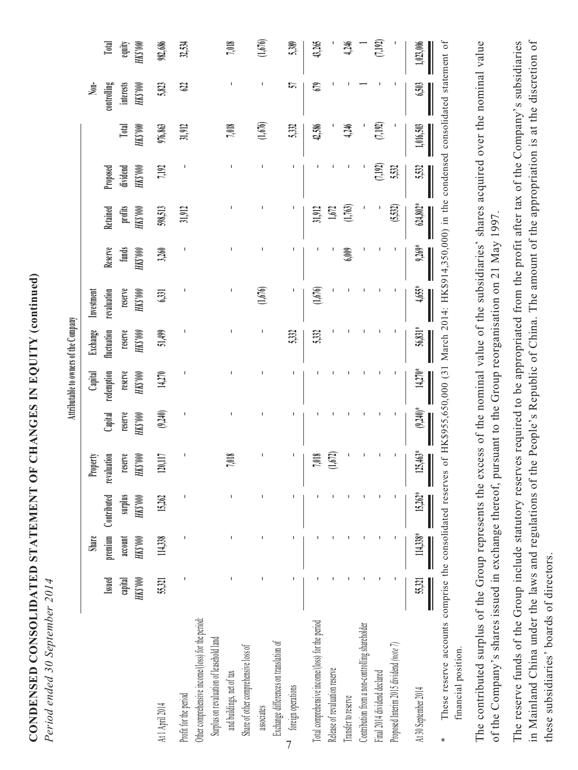# CONDENSED CONSOLIDATED STATEMENT OF CHANGES IN EQUITY (continued)

*Period ended 30 September 2014*

| | Attributable to owners of the Company | | | | | | | | | | | | | Non- | |
|---|---|---|---|---|---|---|---|---|---|---|---|---|---|---|---|
| | Issued capital HK$'000 | Share premium account HK$'000 | Contributed surplus HK$'000 | Property revaluation reserve HK$'000 | Capital reserve HK$'000 | Capital redemption reserve HK$'000 | Exchange fluctuation reserve HK$'000 | Investment revaluation reserve HK$'000 | Reserve funds HK$'000 | Retained profits HK$'000 | Proposed dividend HK$'000 | Total HK$'000 | | controlling interests HK$'000 | Total equity HK$'000 |
| At 1 April 2014 | 55,321 | 114,338 | 15,262 | 120,117 | (9,240) | 14,270 | 51,499 | 6,331 | 3,260 | 598,513 | 7,192 | 976,863 | | 5,823 | 982,686 |
| Profit for the period | - | - | - | - | - | - | - | - | - | 31,912 | - | 31,912 | | 622 | 32,534 |
| Other comprehensive income/(loss) for the period: | | | | | | | | | | | | | | | |
| Surplus on revaluation of leasehold land and buildings, net of tax | - | - | - | 7,018 | - | - | - | - | - | - | - | 7,018 | | - | 7,018 |
| Share of other comprehensive loss of associates | - | - | - | - | - | - | - | (1,676) | - | - | - | (1,676) | | - | (1,676) |
| Exchange differences on translation of foreign operations | - | - | - | - | - | - | 5,332 | - | - | - | - | 5,332 | | 57 | 5,389 |
| Total comprehensive income/(loss) for the period | - | - | - | 7,018 | - | - | 5,332 | (1,676) | - | 31,912 | - | 42,586 | | 679 | 43,265 |
| Release of revaluation reserve | - | - | - | (1,672) | - | - | - | - | - | 1,672 | - | - | | - | - |
| Transfer to reserve | - | - | - | - | - | - | - | - | 6,009 | (1,763) | - | 4,246 | | - | 4,246 |
| Contribution from a non-controlling shareholder | - | - | - | - | - | - | - | - | - | - | - | - | | 1 | 1 |
| Final 2014 dividend declared | - | - | - | - | - | - | - | - | - | - | (7,192) | (7,192) | | - | (7,192) |
| Proposed Interim 2015 dividend *(note 7)* | - | - | - | - | - | - | - | - | - | (5,532) | 5,532 | - | | - | - |
| At 30 September 2014 | 55,321 | 114,338* | 15,262* | 125,463* | (9,240)* | 14,270* | 56,831* | 4,655* | 9,269* | 624,802* | 5,532 | 1,016,503 | | 6,503 | 1,023,006 |

\* These reserve accounts comprise the consolidated reserves of HK$955,650,000 (31 March 2014: HK$914,350,000) in the condensed consolidated statement of financial position.

The contributed surplus of the Group represents the excess of the nominal value of the subsidiaries' shares acquired over the nominal value of the Company's shares issued in exchange thereof, pursuant to the Group reorganisation on 21 May 1997.

The reserve funds of the Group include statutory reserves required to be appropriated from the profit after tax of the Company's subsidiaries in Mainland China under the laws and regulations of the People's Republic of China. The amount of the appropriation is at the discretion of these subsidiaries' boards of directors.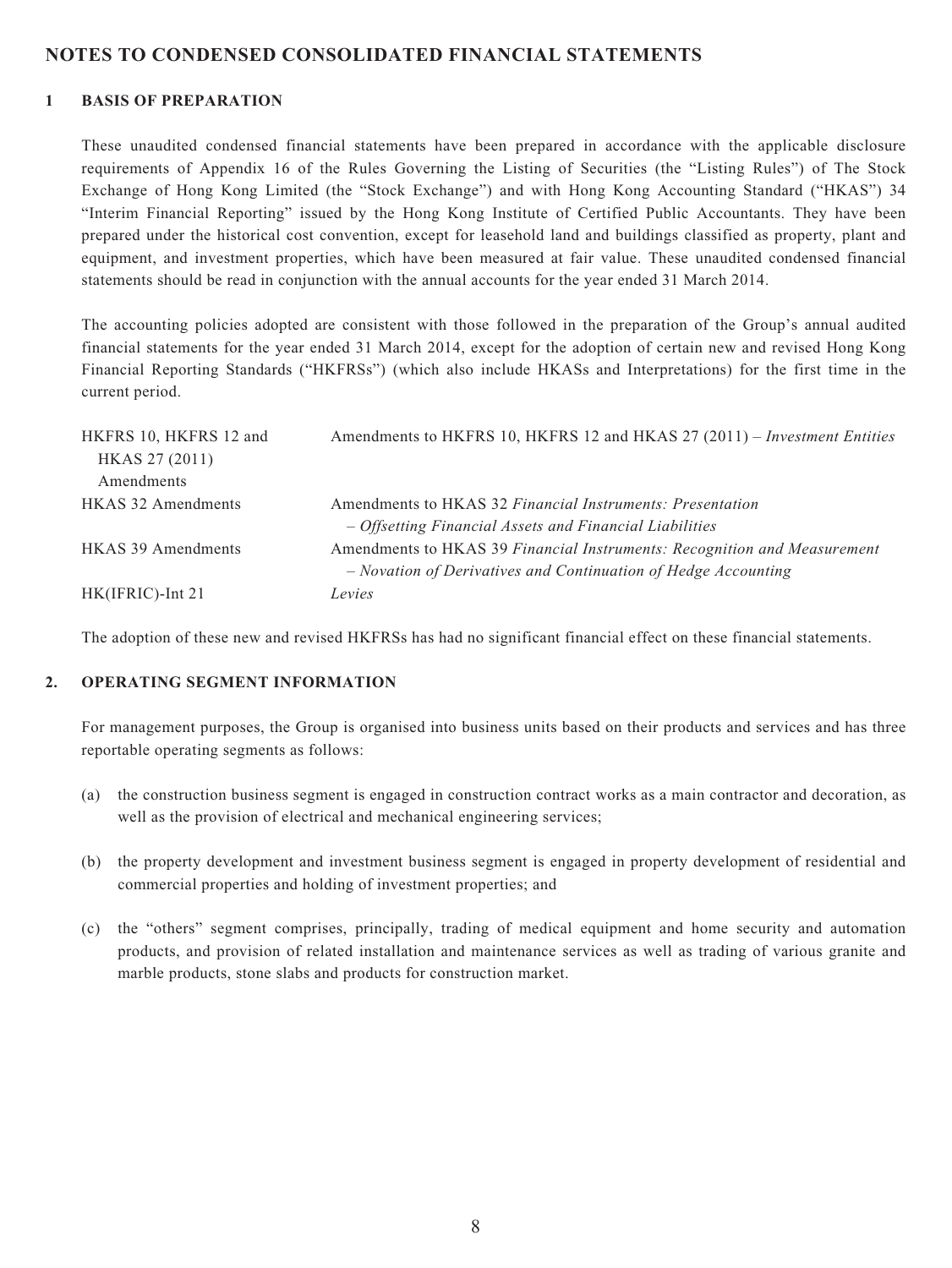## NOTES TO CONDENSED CONSOLIDATED FINANCIAL STATEMENTS

### 1 BASIS OF PREPARATION

These unaudited condensed financial statements have been prepared in accordance with the applicable disclosure requirements of Appendix 16 of the Rules Governing the Listing of Securities (the "Listing Rules") of The Stock Exchange of Hong Kong Limited (the "Stock Exchange") and with Hong Kong Accounting Standard ("HKAS") 34 "Interim Financial Reporting" issued by the Hong Kong Institute of Certified Public Accountants. They have been prepared under the historical cost convention, except for leasehold land and buildings classified as property, plant and equipment, and investment properties, which have been measured at fair value. These unaudited condensed financial statements should be read in conjunction with the annual accounts for the year ended 31 March 2014.

The accounting policies adopted are consistent with those followed in the preparation of the Group's annual audited financial statements for the year ended 31 March 2014, except for the adoption of certain new and revised Hong Kong Financial Reporting Standards ("HKFRSs") (which also include HKASs and Interpretations) for the first time in the current period.

| | |
|---|---|
| HKFRS 10, HKFRS 12 and HKAS 27 (2011) Amendments | Amendments to HKFRS 10, HKFRS 12 and HKAS 27 (2011) – *Investment Entities* |
| HKAS 32 Amendments | Amendments to HKAS 32 *Financial Instruments: Presentation – Offsetting Financial Assets and Financial Liabilities* |
| HKAS 39 Amendments | Amendments to HKAS 39 *Financial Instruments: Recognition and Measurement – Novation of Derivatives and Continuation of Hedge Accounting* |
| HK(IFRIC)-Int 21 | *Levies* |

The adoption of these new and revised HKFRSs has had no significant financial effect on these financial statements.

### 2. OPERATING SEGMENT INFORMATION

For management purposes, the Group is organised into business units based on their products and services and has three reportable operating segments as follows:

(a) the construction business segment is engaged in construction contract works as a main contractor and decoration, as well as the provision of electrical and mechanical engineering services;

(b) the property development and investment business segment is engaged in property development of residential and commercial properties and holding of investment properties; and

(c) the "others" segment comprises, principally, trading of medical equipment and home security and automation products, and provision of related installation and maintenance services as well as trading of various granite and marble products, stone slabs and products for construction market.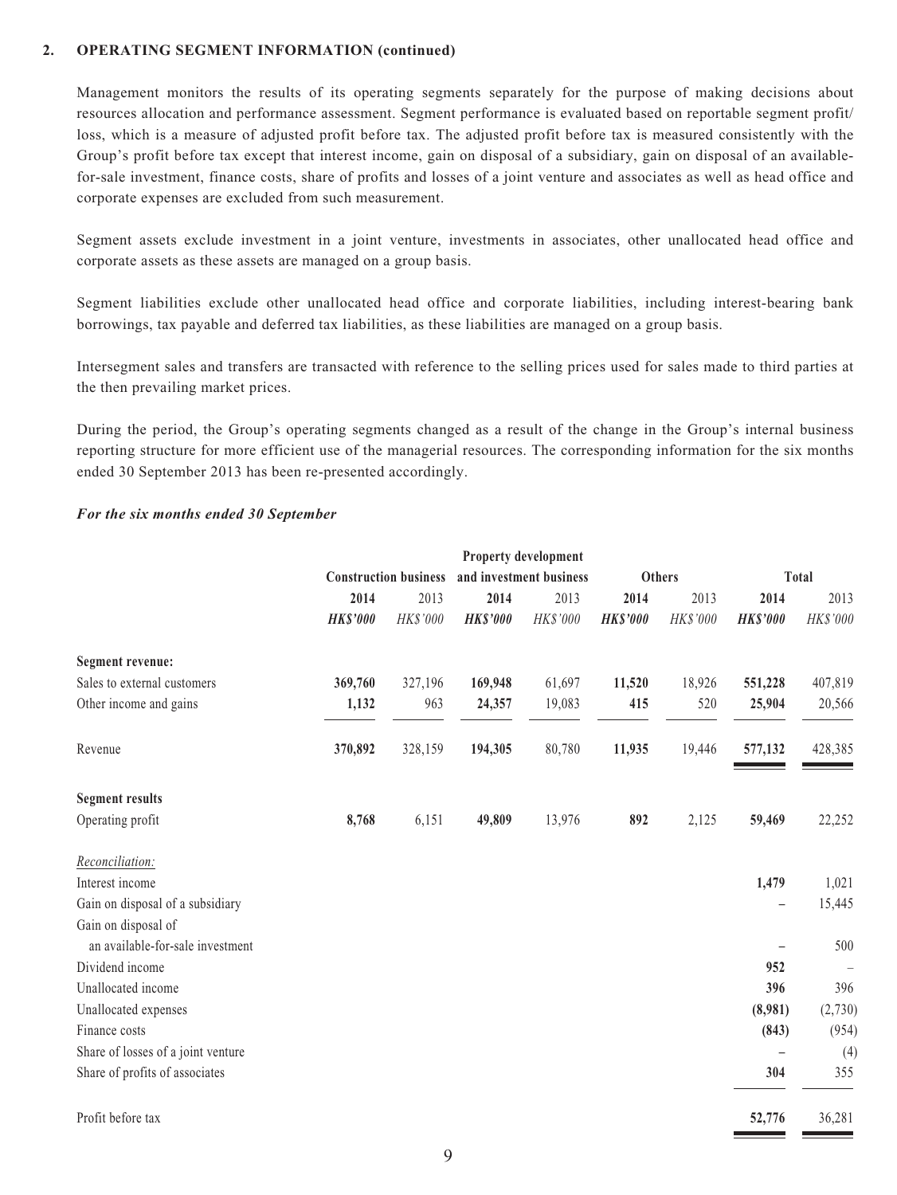## 2. OPERATING SEGMENT INFORMATION (continued)

Management monitors the results of its operating segments separately for the purpose of making decisions about resources allocation and performance assessment. Segment performance is evaluated based on reportable segment profit/loss, which is a measure of adjusted profit before tax. The adjusted profit before tax is measured consistently with the Group's profit before tax except that interest income, gain on disposal of a subsidiary, gain on disposal of an available-for-sale investment, finance costs, share of profits and losses of a joint venture and associates as well as head office and corporate expenses are excluded from such measurement.

Segment assets exclude investment in a joint venture, investments in associates, other unallocated head office and corporate assets as these assets are managed on a group basis.

Segment liabilities exclude other unallocated head office and corporate liabilities, including interest-bearing bank borrowings, tax payable and deferred tax liabilities, as these liabilities are managed on a group basis.

Intersegment sales and transfers are transacted with reference to the selling prices used for sales made to third parties at the then prevailing market prices.

During the period, the Group's operating segments changed as a result of the change in the Group's internal business reporting structure for more efficient use of the managerial resources. The corresponding information for the six months ended 30 September 2013 has been re-presented accordingly.

***For the six months ended 30 September***

| | Construction business | | Property development and investment business | | Others | | Total | |
|---|---|---|---|---|---|---|---|---|
| | **2014** | 2013 | **2014** | 2013 | **2014** | 2013 | **2014** | 2013 |
| | ***HK$'000*** | *HK$'000* | ***HK$'000*** | *HK$'000* | ***HK$'000*** | *HK$'000* | ***HK$'000*** | *HK$'000* |
| **Segment revenue:** | | | | | | | | |
| Sales to external customers | **369,760** | 327,196 | **169,948** | 61,697 | **11,520** | 18,926 | **551,228** | 407,819 |
| Other income and gains | **1,132** | 963 | **24,357** | 19,083 | **415** | 520 | **25,904** | 20,566 |
| Revenue | **370,892** | 328,159 | **194,305** | 80,780 | **11,935** | 19,446 | **577,132** | 428,385 |
| **Segment results** | | | | | | | | |
| Operating profit | **8,768** | 6,151 | **49,809** | 13,976 | **892** | 2,125 | **59,469** | 22,252 |
| *Reconciliation:* | | | | | | | | |
| Interest income | | | | | | | **1,479** | 1,021 |
| Gain on disposal of a subsidiary | | | | | | | **–** | 15,445 |
| Gain on disposal of an available-for-sale investment | | | | | | | **–** | 500 |
| Dividend income | | | | | | | **952** | – |
| Unallocated income | | | | | | | **396** | 396 |
| Unallocated expenses | | | | | | | **(8,981)** | (2,730) |
| Finance costs | | | | | | | **(843)** | (954) |
| Share of losses of a joint venture | | | | | | | **–** | (4) |
| Share of profits of associates | | | | | | | **304** | 355 |
| Profit before tax | | | | | | | **52,776** | 36,281 |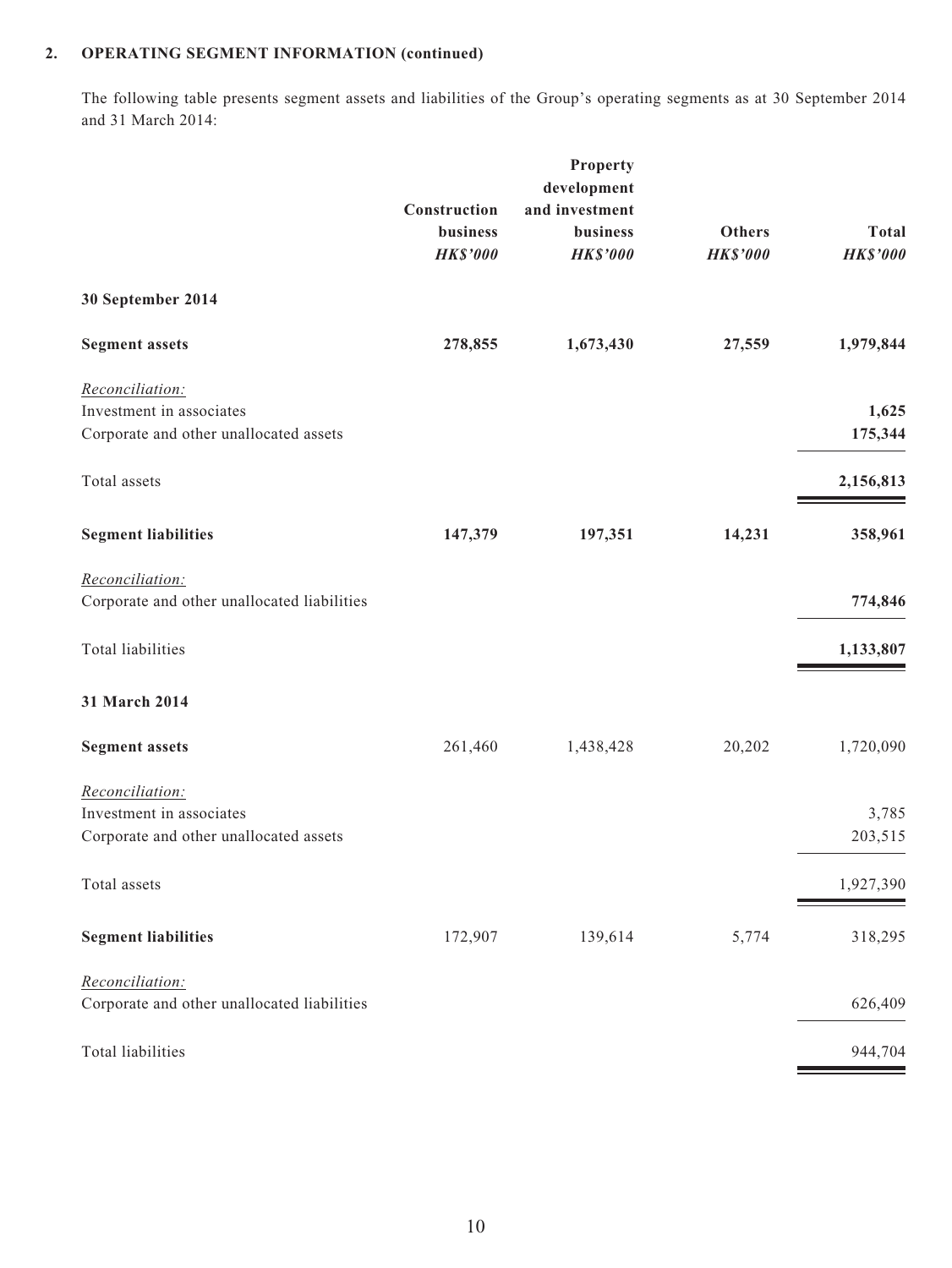## 2. OPERATING SEGMENT INFORMATION (continued)

The following table presents segment assets and liabilities of the Group's operating segments as at 30 September 2014 and 31 March 2014:

| | Construction business *HK$'000* | Property development and investment business *HK$'000* | Others *HK$'000* | Total *HK$'000* |
|---|---|---|---|---|
| **30 September 2014** | | | | |
| **Segment assets** | **278,855** | **1,673,430** | **27,559** | **1,979,844** |
| *Reconciliation:* | | | | |
| Investment in associates | | | | **1,625** |
| Corporate and other unallocated assets | | | | **175,344** |
| Total assets | | | | **2,156,813** |
| **Segment liabilities** | **147,379** | **197,351** | **14,231** | **358,961** |
| *Reconciliation:* | | | | |
| Corporate and other unallocated liabilities | | | | **774,846** |
| Total liabilities | | | | **1,133,807** |
| **31 March 2014** | | | | |
| **Segment assets** | 261,460 | 1,438,428 | 20,202 | 1,720,090 |
| *Reconciliation:* | | | | |
| Investment in associates | | | | 3,785 |
| Corporate and other unallocated assets | | | | 203,515 |
| Total assets | | | | 1,927,390 |
| **Segment liabilities** | 172,907 | 139,614 | 5,774 | 318,295 |
| *Reconciliation:* | | | | |
| Corporate and other unallocated liabilities | | | | 626,409 |
| Total liabilities | | | | 944,704 |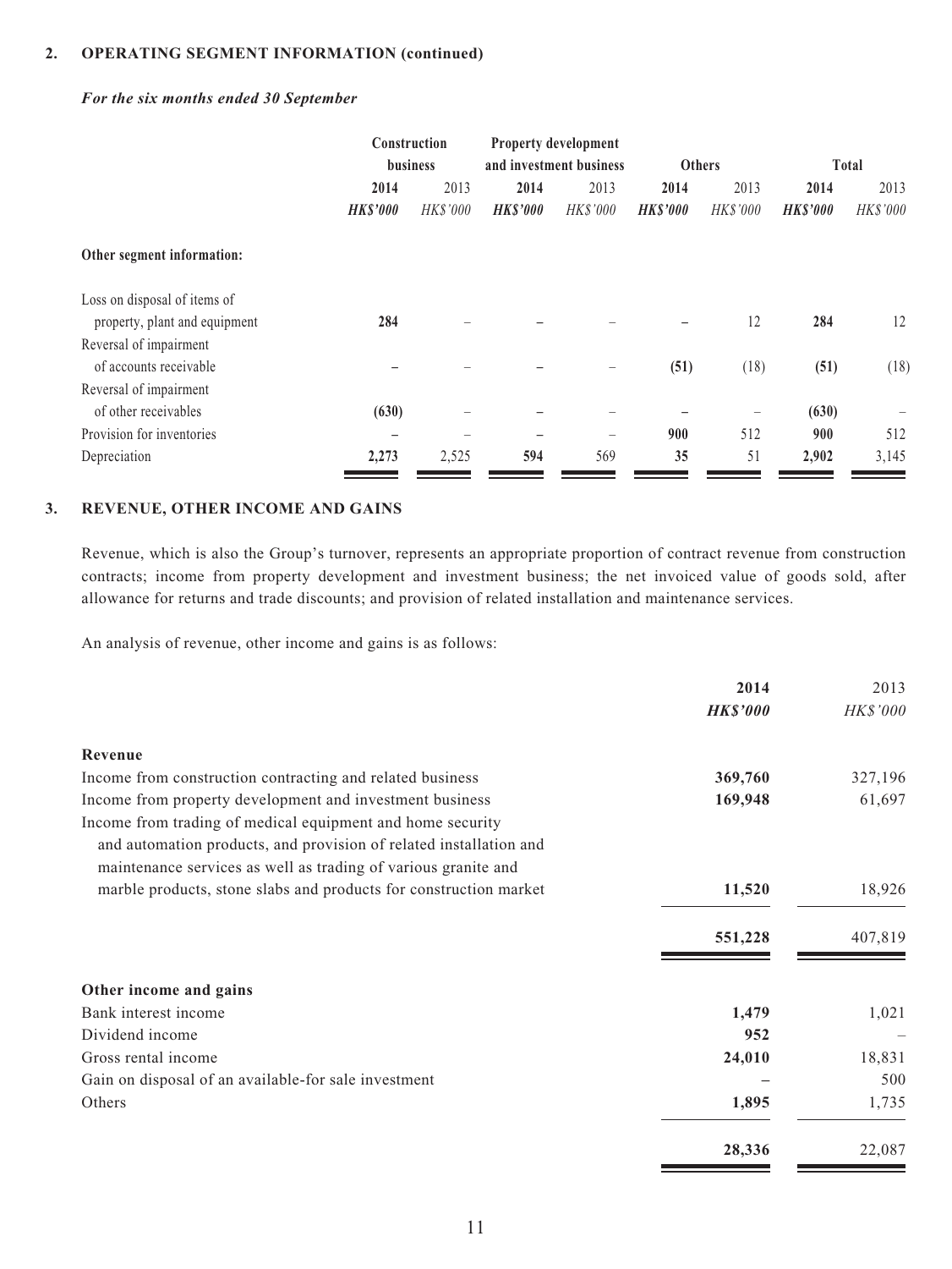## 2. OPERATING SEGMENT INFORMATION (continued)

***For the six months ended 30 September***

| | Construction business | | Property development and investment business | | Others | | Total | |
|---|---|---|---|---|---|---|---|---|
| | **2014** | 2013 | **2014** | 2013 | **2014** | 2013 | **2014** | 2013 |
| | ***HK$'000*** | *HK$'000* | ***HK$'000*** | *HK$'000* | ***HK$'000*** | *HK$'000* | ***HK$'000*** | *HK$'000* |
| **Other segment information:** | | | | | | | | |
| Loss on disposal of items of property, plant and equipment | **284** | – | **–** | – | **–** | 12 | **284** | 12 |
| Reversal of impairment of accounts receivable | **–** | – | **–** | – | **(51)** | (18) | **(51)** | (18) |
| Reversal of impairment of other receivables | **(630)** | – | **–** | – | **–** | – | **(630)** | – |
| Provision for inventories | **–** | – | **–** | – | **900** | 512 | **900** | 512 |
| Depreciation | **2,273** | 2,525 | **594** | 569 | **35** | 51 | **2,902** | 3,145 |

## 3. REVENUE, OTHER INCOME AND GAINS

Revenue, which is also the Group's turnover, represents an appropriate proportion of contract revenue from construction contracts; income from property development and investment business; the net invoiced value of goods sold, after allowance for returns and trade discounts; and provision of related installation and maintenance services.

An analysis of revenue, other income and gains is as follows:

| | **2014** | 2013 |
|---|---|---|
| | ***HK$'000*** | *HK$'000* |
| **Revenue** | | |
| Income from construction contracting and related business | **369,760** | 327,196 |
| Income from property development and investment business | **169,948** | 61,697 |
| Income from trading of medical equipment and home security and automation products, and provision of related installation and maintenance services as well as trading of various granite and marble products, stone slabs and products for construction market | **11,520** | 18,926 |
| | **551,228** | 407,819 |
| **Other income and gains** | | |
| Bank interest income | **1,479** | 1,021 |
| Dividend income | **952** | – |
| Gross rental income | **24,010** | 18,831 |
| Gain on disposal of an available-for sale investment | **–** | 500 |
| Others | **1,895** | 1,735 |
| | **28,336** | 22,087 |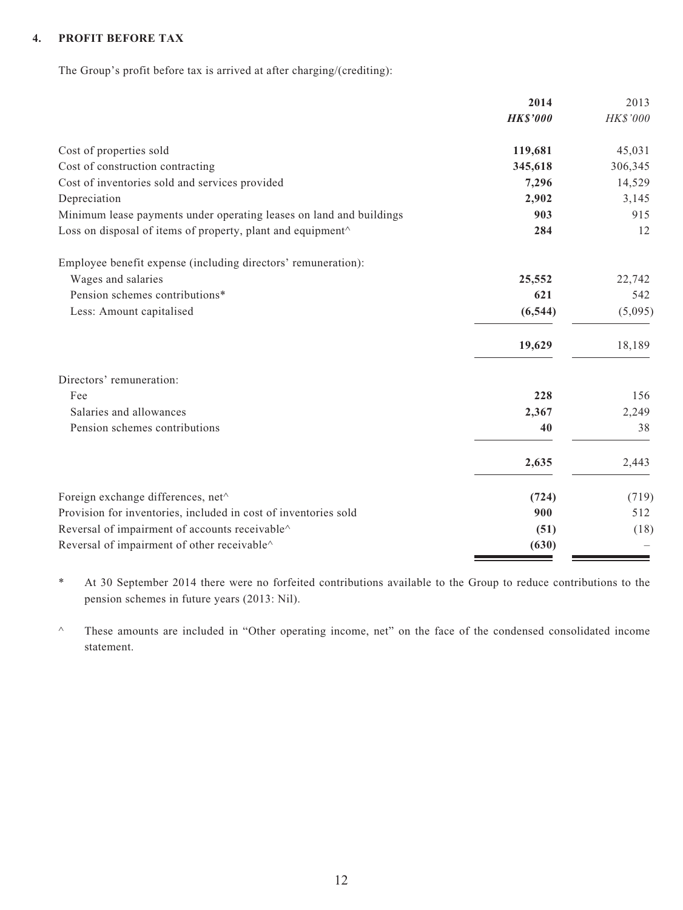## 4. PROFIT BEFORE TAX

The Group's profit before tax is arrived at after charging/(crediting):

| | **2014** | 2013 |
|---|---|---|
| | ***HK$'000*** | *HK$'000* |
| Cost of properties sold | **119,681** | 45,031 |
| Cost of construction contracting | **345,618** | 306,345 |
| Cost of inventories sold and services provided | **7,296** | 14,529 |
| Depreciation | **2,902** | 3,145 |
| Minimum lease payments under operating leases on land and buildings | **903** | 915 |
| Loss on disposal of items of property, plant and equipment^ | **284** | 12 |
| Employee benefit expense (including directors' remuneration): | | |
| Wages and salaries | **25,552** | 22,742 |
| Pension schemes contributions* | **621** | 542 |
| Less: Amount capitalised | **(6,544)** | (5,095) |
| | **19,629** | 18,189 |
| Directors' remuneration: | | |
| Fee | **228** | 156 |
| Salaries and allowances | **2,367** | 2,249 |
| Pension schemes contributions | **40** | 38 |
| | **2,635** | 2,443 |
| Foreign exchange differences, net^ | **(724)** | (719) |
| Provision for inventories, included in cost of inventories sold | **900** | 512 |
| Reversal of impairment of accounts receivable^ | **(51)** | (18) |
| Reversal of impairment of other receivable^ | **(630)** | – |

\* At 30 September 2014 there were no forfeited contributions available to the Group to reduce contributions to the pension schemes in future years (2013: Nil).

^ These amounts are included in "Other operating income, net" on the face of the condensed consolidated income statement.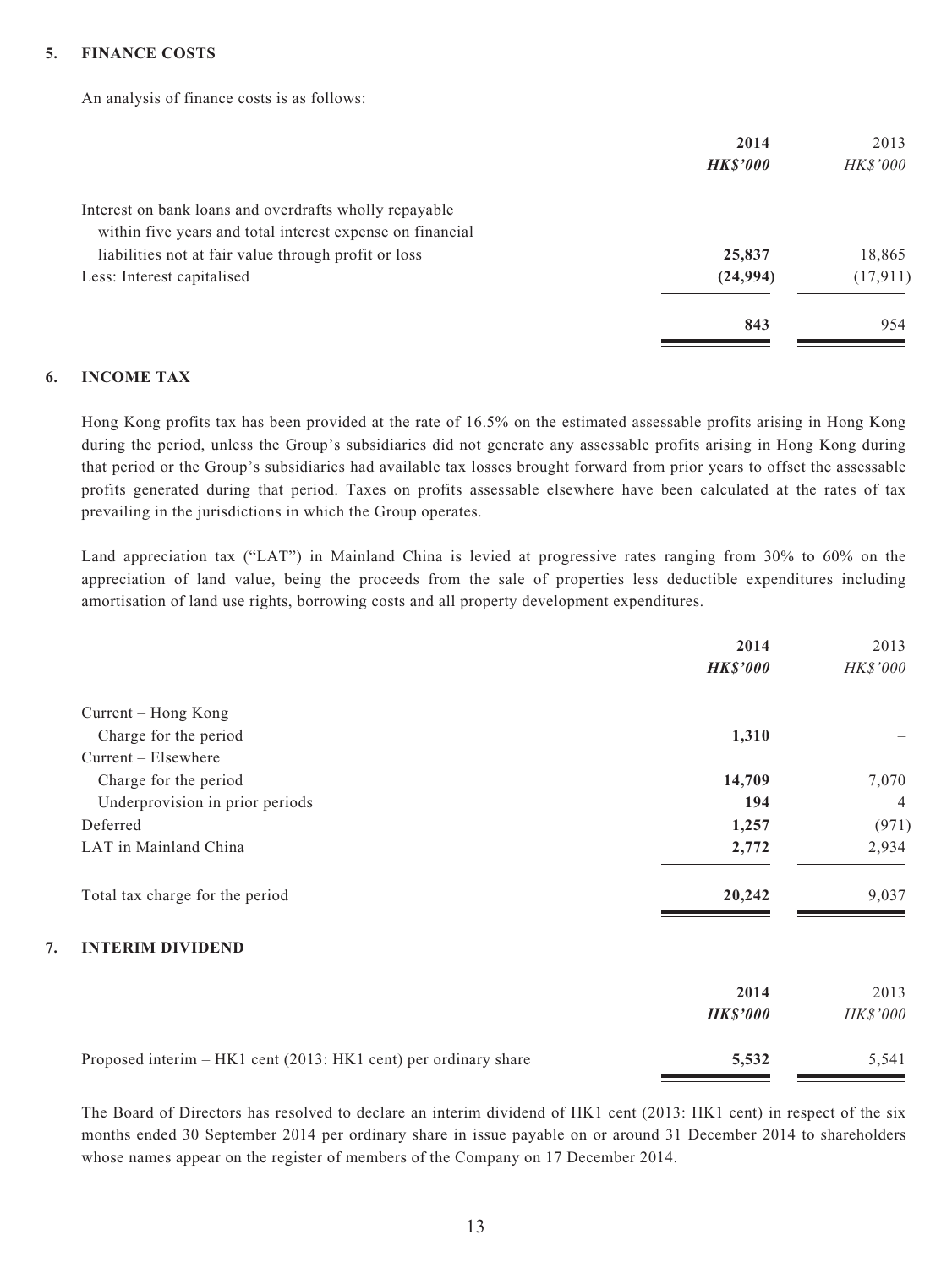## 5. FINANCE COSTS

An analysis of finance costs is as follows:

| | **2014** | 2013 |
|---|---|---|
| | ***HK$'000*** | *HK$'000* |
| Interest on bank loans and overdrafts wholly repayable within five years and total interest expense on financial liabilities not at fair value through profit or loss | **25,837** | 18,865 |
| Less: Interest capitalised | **(24,994)** | (17,911) |
| | **843** | 954 |

## 6. INCOME TAX

Hong Kong profits tax has been provided at the rate of 16.5% on the estimated assessable profits arising in Hong Kong during the period, unless the Group's subsidiaries did not generate any assessable profits arising in Hong Kong during that period or the Group's subsidiaries had available tax losses brought forward from prior years to offset the assessable profits generated during that period. Taxes on profits assessable elsewhere have been calculated at the rates of tax prevailing in the jurisdictions in which the Group operates.

Land appreciation tax ("LAT") in Mainland China is levied at progressive rates ranging from 30% to 60% on the appreciation of land value, being the proceeds from the sale of properties less deductible expenditures including amortisation of land use rights, borrowing costs and all property development expenditures.

| | **2014** | 2013 |
|---|---|---|
| | ***HK$'000*** | *HK$'000* |
| Current – Hong Kong | | |
| Charge for the period | **1,310** | – |
| Current – Elsewhere | | |
| Charge for the period | **14,709** | 7,070 |
| Underprovision in prior periods | **194** | 4 |
| Deferred | **1,257** | (971) |
| LAT in Mainland China | **2,772** | 2,934 |
| Total tax charge for the period | **20,242** | 9,037 |

## 7. INTERIM DIVIDEND

| | **2014** | 2013 |
|---|---|---|
| | ***HK$'000*** | *HK$'000* |
| Proposed interim – HK1 cent (2013: HK1 cent) per ordinary share | **5,532** | 5,541 |

The Board of Directors has resolved to declare an interim dividend of HK1 cent (2013: HK1 cent) in respect of the six months ended 30 September 2014 per ordinary share in issue payable on or around 31 December 2014 to shareholders whose names appear on the register of members of the Company on 17 December 2014.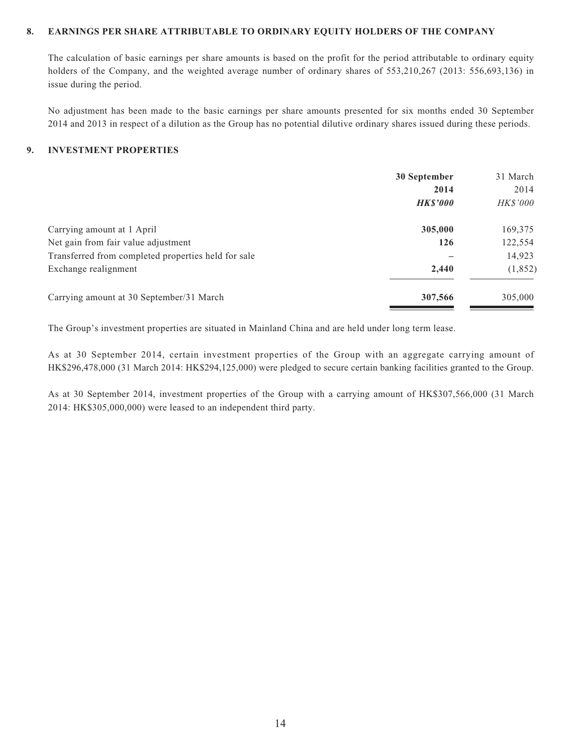## 8. EARNINGS PER SHARE ATTRIBUTABLE TO ORDINARY EQUITY HOLDERS OF THE COMPANY

The calculation of basic earnings per share amounts is based on the profit for the period attributable to ordinary equity holders of the Company, and the weighted average number of ordinary shares of 553,210,267 (2013: 556,693,136) in issue during the period.

No adjustment has been made to the basic earnings per share amounts presented for six months ended 30 September 2014 and 2013 in respect of a dilution as the Group has no potential dilutive ordinary shares issued during these periods.

## 9. INVESTMENT PROPERTIES

| | **30 September 2014** | 31 March 2014 |
|---|---|---|
| | ***HK$'000*** | *HK$'000* |
| Carrying amount at 1 April | **305,000** | 169,375 |
| Net gain from fair value adjustment | **126** | 122,554 |
| Transferred from completed properties held for sale | **–** | 14,923 |
| Exchange realignment | **2,440** | (1,852) |
| Carrying amount at 30 September/31 March | **307,566** | 305,000 |

The Group's investment properties are situated in Mainland China and are held under long term lease.

As at 30 September 2014, certain investment properties of the Group with an aggregate carrying amount of HK$296,478,000 (31 March 2014: HK$294,125,000) were pledged to secure certain banking facilities granted to the Group.

As at 30 September 2014, investment properties of the Group with a carrying amount of HK$307,566,000 (31 March 2014: HK$305,000,000) were leased to an independent third party.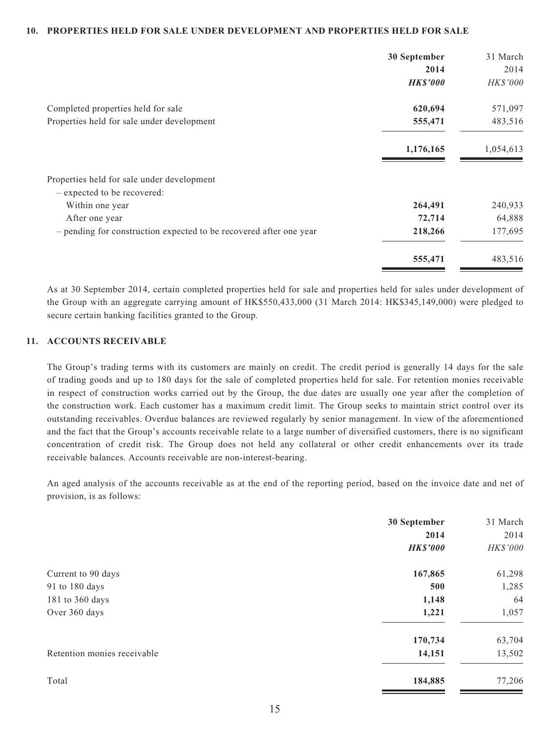## 10. PROPERTIES HELD FOR SALE UNDER DEVELOPMENT AND PROPERTIES HELD FOR SALE

| | 30 September 2014 HK$'000 | 31 March 2014 HK$'000 |
|---|---|---|
| Completed properties held for sale | **620,694** | 571,097 |
| Properties held for sale under development | **555,471** | 483,516 |
| | **1,176,165** | 1,054,613 |
| Properties held for sale under development | | |
| – expected to be recovered: | | |
| Within one year | **264,491** | 240,933 |
| After one year | **72,714** | 64,888 |
| – pending for construction expected to be recovered after one year | **218,266** | 177,695 |
| | **555,471** | 483,516 |

As at 30 September 2014, certain completed properties held for sale and properties held for sales under development of the Group with an aggregate carrying amount of HK$550,433,000 (31 March 2014: HK$345,149,000) were pledged to secure certain banking facilities granted to the Group.

## 11. ACCOUNTS RECEIVABLE

The Group's trading terms with its customers are mainly on credit. The credit period is generally 14 days for the sale of trading goods and up to 180 days for the sale of completed properties held for sale. For retention monies receivable in respect of construction works carried out by the Group, the due dates are usually one year after the completion of the construction work. Each customer has a maximum credit limit. The Group seeks to maintain strict control over its outstanding receivables. Overdue balances are reviewed regularly by senior management. In view of the aforementioned and the fact that the Group's accounts receivable relate to a large number of diversified customers, there is no significant concentration of credit risk. The Group does not held any collateral or other credit enhancements over its trade receivable balances. Accounts receivable are non-interest-bearing.

An aged analysis of the accounts receivable as at the end of the reporting period, based on the invoice date and net of provision, is as follows:

| | 30 September 2014 HK$'000 | 31 March 2014 HK$'000 |
|---|---|---|
| Current to 90 days | **167,865** | 61,298 |
| 91 to 180 days | **500** | 1,285 |
| 181 to 360 days | **1,148** | 64 |
| Over 360 days | **1,221** | 1,057 |
| | **170,734** | 63,704 |
| Retention monies receivable | **14,151** | 13,502 |
| Total | **184,885** | 77,206 |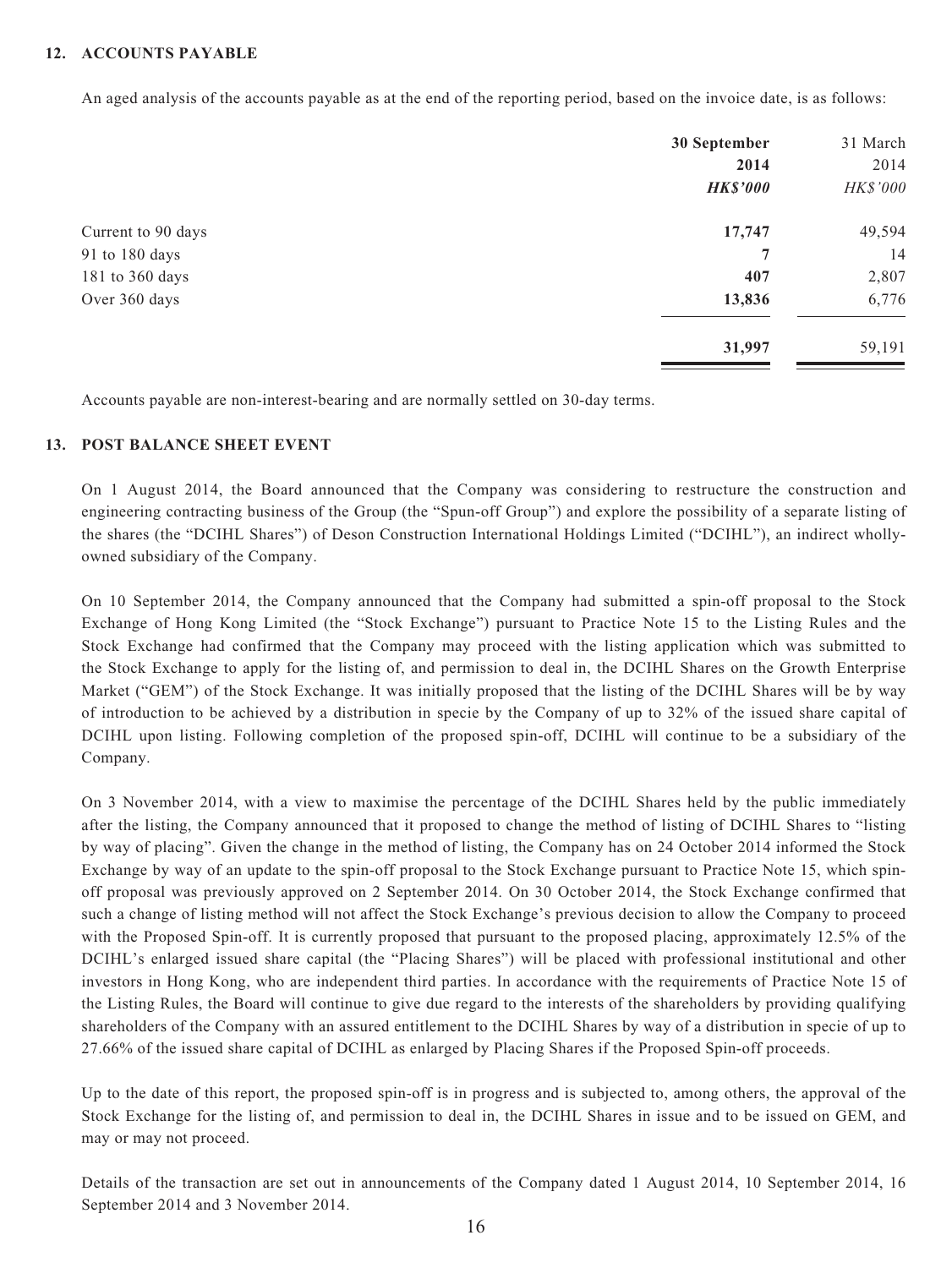### 12. ACCOUNTS PAYABLE

An aged analysis of the accounts payable as at the end of the reporting period, based on the invoice date, is as follows:

| | **30 September 2014** | 31 March 2014 |
|---|---|---|
| | ***HK$'000*** | *HK$'000* |
| Current to 90 days | **17,747** | 49,594 |
| 91 to 180 days | **7** | 14 |
| 181 to 360 days | **407** | 2,807 |
| Over 360 days | **13,836** | 6,776 |
| | **31,997** | 59,191 |

Accounts payable are non-interest-bearing and are normally settled on 30-day terms.

### 13. POST BALANCE SHEET EVENT

On 1 August 2014, the Board announced that the Company was considering to restructure the construction and engineering contracting business of the Group (the "Spun-off Group") and explore the possibility of a separate listing of the shares (the "DCIHL Shares") of Deson Construction International Holdings Limited ("DCIHL"), an indirect wholly-owned subsidiary of the Company.

On 10 September 2014, the Company announced that the Company had submitted a spin-off proposal to the Stock Exchange of Hong Kong Limited (the "Stock Exchange") pursuant to Practice Note 15 to the Listing Rules and the Stock Exchange had confirmed that the Company may proceed with the listing application which was submitted to the Stock Exchange to apply for the listing of, and permission to deal in, the DCIHL Shares on the Growth Enterprise Market ("GEM") of the Stock Exchange. It was initially proposed that the listing of the DCIHL Shares will be by way of introduction to be achieved by a distribution in specie by the Company of up to 32% of the issued share capital of DCIHL upon listing. Following completion of the proposed spin-off, DCIHL will continue to be a subsidiary of the Company.

On 3 November 2014, with a view to maximise the percentage of the DCIHL Shares held by the public immediately after the listing, the Company announced that it proposed to change the method of listing of DCIHL Shares to "listing by way of placing". Given the change in the method of listing, the Company has on 24 October 2014 informed the Stock Exchange by way of an update to the spin-off proposal to the Stock Exchange pursuant to Practice Note 15, which spin-off proposal was previously approved on 2 September 2014. On 30 October 2014, the Stock Exchange confirmed that such a change of listing method will not affect the Stock Exchange's previous decision to allow the Company to proceed with the Proposed Spin-off. It is currently proposed that pursuant to the proposed placing, approximately 12.5% of the DCIHL's enlarged issued share capital (the "Placing Shares") will be placed with professional institutional and other investors in Hong Kong, who are independent third parties. In accordance with the requirements of Practice Note 15 of the Listing Rules, the Board will continue to give due regard to the interests of the shareholders by providing qualifying shareholders of the Company with an assured entitlement to the DCIHL Shares by way of a distribution in specie of up to 27.66% of the issued share capital of DCIHL as enlarged by Placing Shares if the Proposed Spin-off proceeds.

Up to the date of this report, the proposed spin-off is in progress and is subjected to, among others, the approval of the Stock Exchange for the listing of, and permission to deal in, the DCIHL Shares in issue and to be issued on GEM, and may or may not proceed.

Details of the transaction are set out in announcements of the Company dated 1 August 2014, 10 September 2014, 16 September 2014 and 3 November 2014.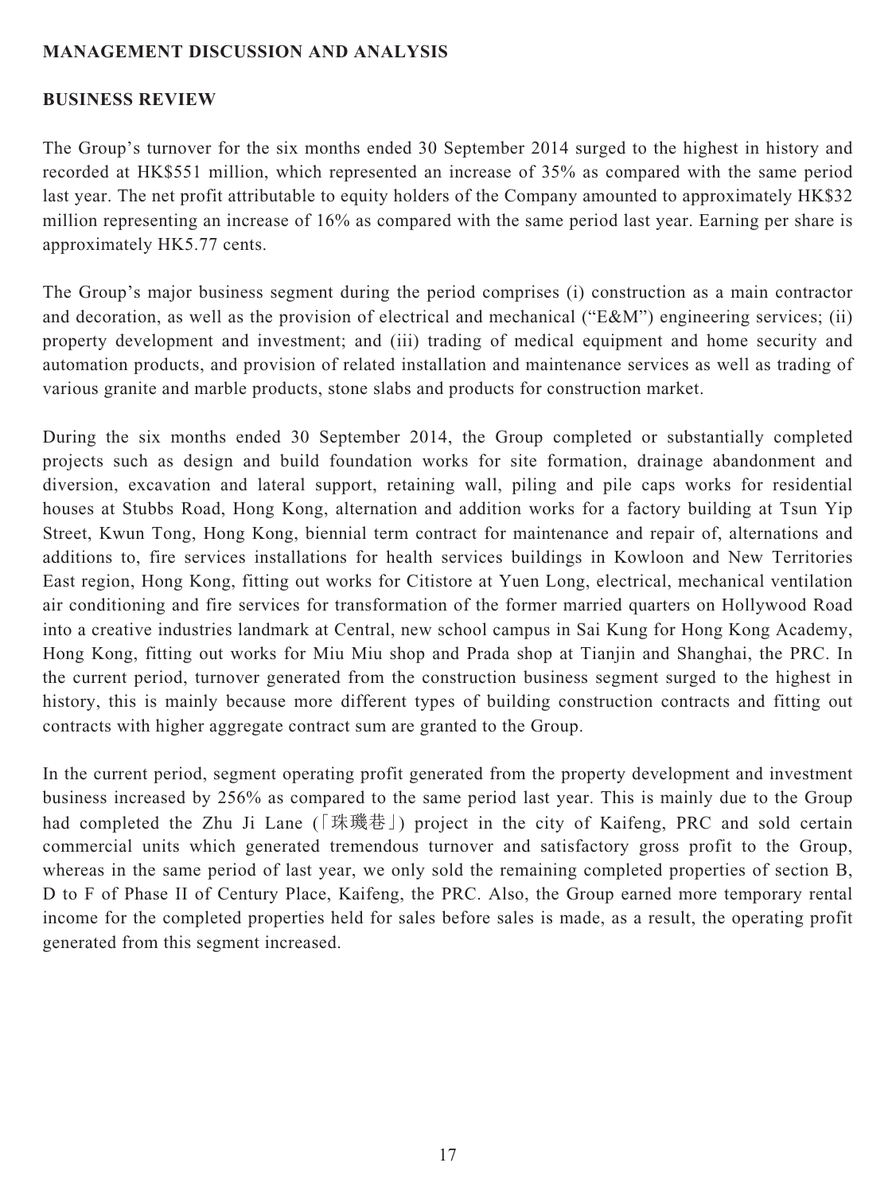## MANAGEMENT DISCUSSION AND ANALYSIS

### BUSINESS REVIEW

The Group's turnover for the six months ended 30 September 2014 surged to the highest in history and recorded at HK$551 million, which represented an increase of 35% as compared with the same period last year. The net profit attributable to equity holders of the Company amounted to approximately HK$32 million representing an increase of 16% as compared with the same period last year. Earning per share is approximately HK5.77 cents.

The Group's major business segment during the period comprises (i) construction as a main contractor and decoration, as well as the provision of electrical and mechanical ("E&M") engineering services; (ii) property development and investment; and (iii) trading of medical equipment and home security and automation products, and provision of related installation and maintenance services as well as trading of various granite and marble products, stone slabs and products for construction market.

During the six months ended 30 September 2014, the Group completed or substantially completed projects such as design and build foundation works for site formation, drainage abandonment and diversion, excavation and lateral support, retaining wall, piling and pile caps works for residential houses at Stubbs Road, Hong Kong, alternation and addition works for a factory building at Tsun Yip Street, Kwun Tong, Hong Kong, biennial term contract for maintenance and repair of, alternations and additions to, fire services installations for health services buildings in Kowloon and New Territories East region, Hong Kong, fitting out works for Citistore at Yuen Long, electrical, mechanical ventilation air conditioning and fire services for transformation of the former married quarters on Hollywood Road into a creative industries landmark at Central, new school campus in Sai Kung for Hong Kong Academy, Hong Kong, fitting out works for Miu Miu shop and Prada shop at Tianjin and Shanghai, the PRC. In the current period, turnover generated from the construction business segment surged to the highest in history, this is mainly because more different types of building construction contracts and fitting out contracts with higher aggregate contract sum are granted to the Group.

In the current period, segment operating profit generated from the property development and investment business increased by 256% as compared to the same period last year. This is mainly due to the Group had completed the Zhu Ji Lane (「珠璣巷」) project in the city of Kaifeng, PRC and sold certain commercial units which generated tremendous turnover and satisfactory gross profit to the Group, whereas in the same period of last year, we only sold the remaining completed properties of section B, D to F of Phase II of Century Place, Kaifeng, the PRC. Also, the Group earned more temporary rental income for the completed properties held for sales before sales is made, as a result, the operating profit generated from this segment increased.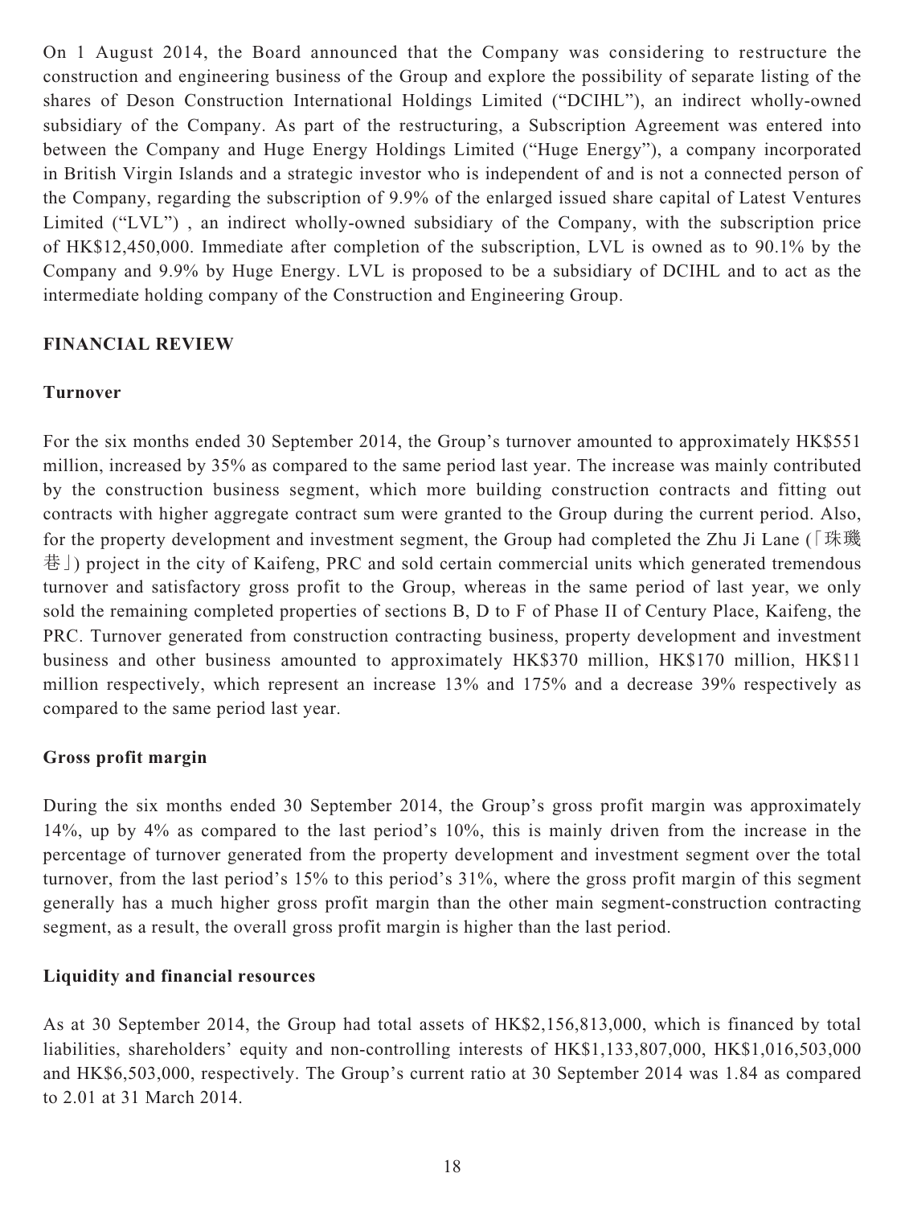On 1 August 2014, the Board announced that the Company was considering to restructure the construction and engineering business of the Group and explore the possibility of separate listing of the shares of Deson Construction International Holdings Limited ("DCIHL"), an indirect wholly-owned subsidiary of the Company. As part of the restructuring, a Subscription Agreement was entered into between the Company and Huge Energy Holdings Limited ("Huge Energy"), a company incorporated in British Virgin Islands and a strategic investor who is independent of and is not a connected person of the Company, regarding the subscription of 9.9% of the enlarged issued share capital of Latest Ventures Limited ("LVL") , an indirect wholly-owned subsidiary of the Company, with the subscription price of HK$12,450,000. Immediate after completion of the subscription, LVL is owned as to 90.1% by the Company and 9.9% by Huge Energy. LVL is proposed to be a subsidiary of DCIHL and to act as the intermediate holding company of the Construction and Engineering Group.

## FINANCIAL REVIEW

### Turnover

For the six months ended 30 September 2014, the Group's turnover amounted to approximately HK$551 million, increased by 35% as compared to the same period last year. The increase was mainly contributed by the construction business segment, which more building construction contracts and fitting out contracts with higher aggregate contract sum were granted to the Group during the current period. Also, for the property development and investment segment, the Group had completed the Zhu Ji Lane (「珠璣巷」) project in the city of Kaifeng, PRC and sold certain commercial units which generated tremendous turnover and satisfactory gross profit to the Group, whereas in the same period of last year, we only sold the remaining completed properties of sections B, D to F of Phase II of Century Place, Kaifeng, the PRC. Turnover generated from construction contracting business, property development and investment business and other business amounted to approximately HK$370 million, HK$170 million, HK$11 million respectively, which represent an increase 13% and 175% and a decrease 39% respectively as compared to the same period last year.

### Gross profit margin

During the six months ended 30 September 2014, the Group's gross profit margin was approximately 14%, up by 4% as compared to the last period's 10%, this is mainly driven from the increase in the percentage of turnover generated from the property development and investment segment over the total turnover, from the last period's 15% to this period's 31%, where the gross profit margin of this segment generally has a much higher gross profit margin than the other main segment-construction contracting segment, as a result, the overall gross profit margin is higher than the last period.

### Liquidity and financial resources

As at 30 September 2014, the Group had total assets of HK$2,156,813,000, which is financed by total liabilities, shareholders' equity and non-controlling interests of HK$1,133,807,000, HK$1,016,503,000 and HK$6,503,000, respectively. The Group's current ratio at 30 September 2014 was 1.84 as compared to 2.01 at 31 March 2014.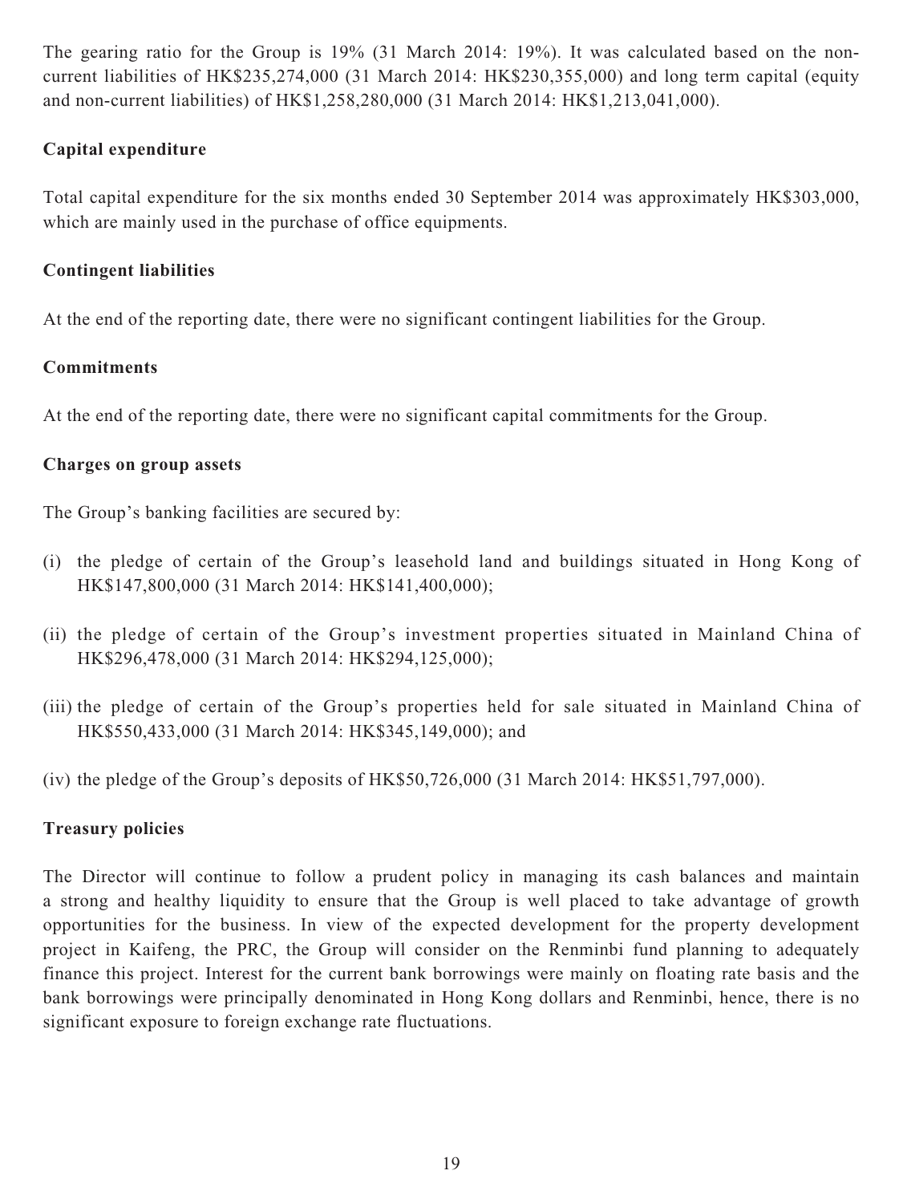The gearing ratio for the Group is 19% (31 March 2014: 19%). It was calculated based on the non-current liabilities of HK$235,274,000 (31 March 2014: HK$230,355,000) and long term capital (equity and non-current liabilities) of HK$1,258,280,000 (31 March 2014: HK$1,213,041,000).

**Capital expenditure**

Total capital expenditure for the six months ended 30 September 2014 was approximately HK$303,000, which are mainly used in the purchase of office equipments.

**Contingent liabilities**

At the end of the reporting date, there were no significant contingent liabilities for the Group.

**Commitments**

At the end of the reporting date, there were no significant capital commitments for the Group.

**Charges on group assets**

The Group's banking facilities are secured by:

(i) the pledge of certain of the Group's leasehold land and buildings situated in Hong Kong of HK$147,800,000 (31 March 2014: HK$141,400,000);

(ii) the pledge of certain of the Group's investment properties situated in Mainland China of HK$296,478,000 (31 March 2014: HK$294,125,000);

(iii) the pledge of certain of the Group's properties held for sale situated in Mainland China of HK$550,433,000 (31 March 2014: HK$345,149,000); and

(iv) the pledge of the Group's deposits of HK$50,726,000 (31 March 2014: HK$51,797,000).

**Treasury policies**

The Director will continue to follow a prudent policy in managing its cash balances and maintain a strong and healthy liquidity to ensure that the Group is well placed to take advantage of growth opportunities for the business. In view of the expected development for the property development project in Kaifeng, the PRC, the Group will consider on the Renminbi fund planning to adequately finance this project. Interest for the current bank borrowings were mainly on floating rate basis and the bank borrowings were principally denominated in Hong Kong dollars and Renminbi, hence, there is no significant exposure to foreign exchange rate fluctuations.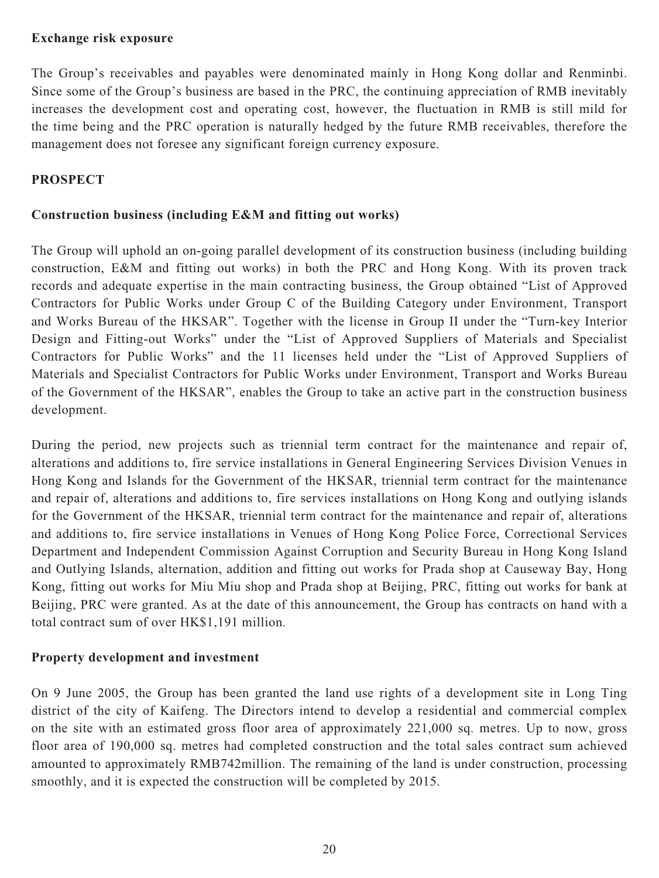**Exchange risk exposure**

The Group's receivables and payables were denominated mainly in Hong Kong dollar and Renminbi. Since some of the Group's business are based in the PRC, the continuing appreciation of RMB inevitably increases the development cost and operating cost, however, the fluctuation in RMB is still mild for the time being and the PRC operation is naturally hedged by the future RMB receivables, therefore the management does not foresee any significant foreign currency exposure.

## PROSPECT

### Construction business (including E&M and fitting out works)

The Group will uphold an on-going parallel development of its construction business (including building construction, E&M and fitting out works) in both the PRC and Hong Kong. With its proven track records and adequate expertise in the main contracting business, the Group obtained "List of Approved Contractors for Public Works under Group C of the Building Category under Environment, Transport and Works Bureau of the HKSAR". Together with the license in Group II under the "Turn-key Interior Design and Fitting-out Works" under the "List of Approved Suppliers of Materials and Specialist Contractors for Public Works" and the 11 licenses held under the "List of Approved Suppliers of Materials and Specialist Contractors for Public Works under Environment, Transport and Works Bureau of the Government of the HKSAR", enables the Group to take an active part in the construction business development.

During the period, new projects such as triennial term contract for the maintenance and repair of, alterations and additions to, fire service installations in General Engineering Services Division Venues in Hong Kong and Islands for the Government of the HKSAR, triennial term contract for the maintenance and repair of, alterations and additions to, fire services installations on Hong Kong and outlying islands for the Government of the HKSAR, triennial term contract for the maintenance and repair of, alterations and additions to, fire service installations in Venues of Hong Kong Police Force, Correctional Services Department and Independent Commission Against Corruption and Security Bureau in Hong Kong Island and Outlying Islands, alternation, addition and fitting out works for Prada shop at Causeway Bay, Hong Kong, fitting out works for Miu Miu shop and Prada shop at Beijing, PRC, fitting out works for bank at Beijing, PRC were granted. As at the date of this announcement, the Group has contracts on hand with a total contract sum of over HK$1,191 million.

### Property development and investment

On 9 June 2005, the Group has been granted the land use rights of a development site in Long Ting district of the city of Kaifeng. The Directors intend to develop a residential and commercial complex on the site with an estimated gross floor area of approximately 221,000 sq. metres. Up to now, gross floor area of 190,000 sq. metres had completed construction and the total sales contract sum achieved amounted to approximately RMB742million. The remaining of the land is under construction, processing smoothly, and it is expected the construction will be completed by 2015.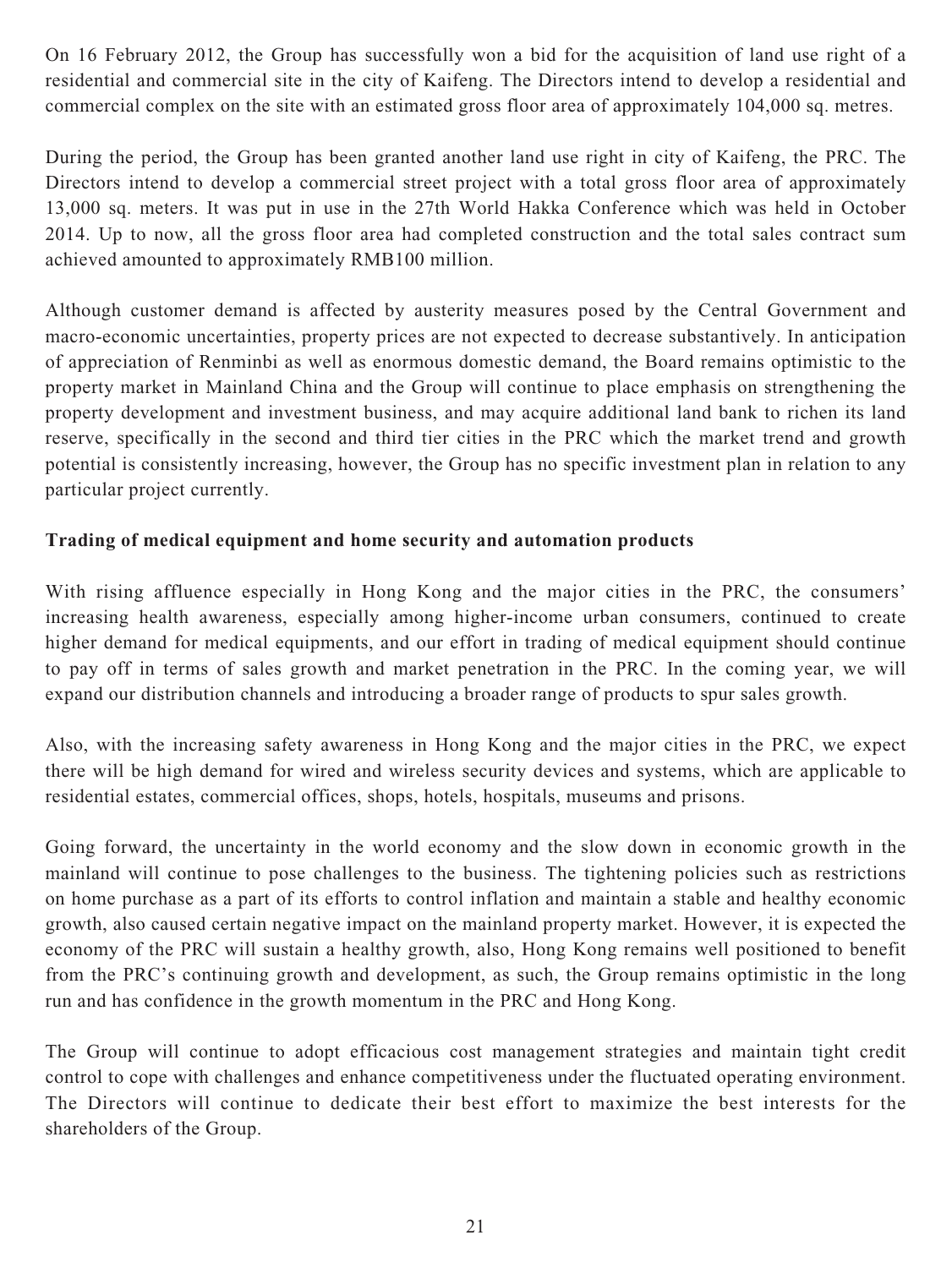On 16 February 2012, the Group has successfully won a bid for the acquisition of land use right of a residential and commercial site in the city of Kaifeng. The Directors intend to develop a residential and commercial complex on the site with an estimated gross floor area of approximately 104,000 sq. metres.

During the period, the Group has been granted another land use right in city of Kaifeng, the PRC. The Directors intend to develop a commercial street project with a total gross floor area of approximately 13,000 sq. meters. It was put in use in the 27th World Hakka Conference which was held in October 2014. Up to now, all the gross floor area had completed construction and the total sales contract sum achieved amounted to approximately RMB100 million.

Although customer demand is affected by austerity measures posed by the Central Government and macro-economic uncertainties, property prices are not expected to decrease substantively. In anticipation of appreciation of Renminbi as well as enormous domestic demand, the Board remains optimistic to the property market in Mainland China and the Group will continue to place emphasis on strengthening the property development and investment business, and may acquire additional land bank to richen its land reserve, specifically in the second and third tier cities in the PRC which the market trend and growth potential is consistently increasing, however, the Group has no specific investment plan in relation to any particular project currently.

**Trading of medical equipment and home security and automation products**

With rising affluence especially in Hong Kong and the major cities in the PRC, the consumers' increasing health awareness, especially among higher-income urban consumers, continued to create higher demand for medical equipments, and our effort in trading of medical equipment should continue to pay off in terms of sales growth and market penetration in the PRC. In the coming year, we will expand our distribution channels and introducing a broader range of products to spur sales growth.

Also, with the increasing safety awareness in Hong Kong and the major cities in the PRC, we expect there will be high demand for wired and wireless security devices and systems, which are applicable to residential estates, commercial offices, shops, hotels, hospitals, museums and prisons.

Going forward, the uncertainty in the world economy and the slow down in economic growth in the mainland will continue to pose challenges to the business. The tightening policies such as restrictions on home purchase as a part of its efforts to control inflation and maintain a stable and healthy economic growth, also caused certain negative impact on the mainland property market. However, it is expected the economy of the PRC will sustain a healthy growth, also, Hong Kong remains well positioned to benefit from the PRC's continuing growth and development, as such, the Group remains optimistic in the long run and has confidence in the growth momentum in the PRC and Hong Kong.

The Group will continue to adopt efficacious cost management strategies and maintain tight credit control to cope with challenges and enhance competitiveness under the fluctuated operating environment. The Directors will continue to dedicate their best effort to maximize the best interests for the shareholders of the Group.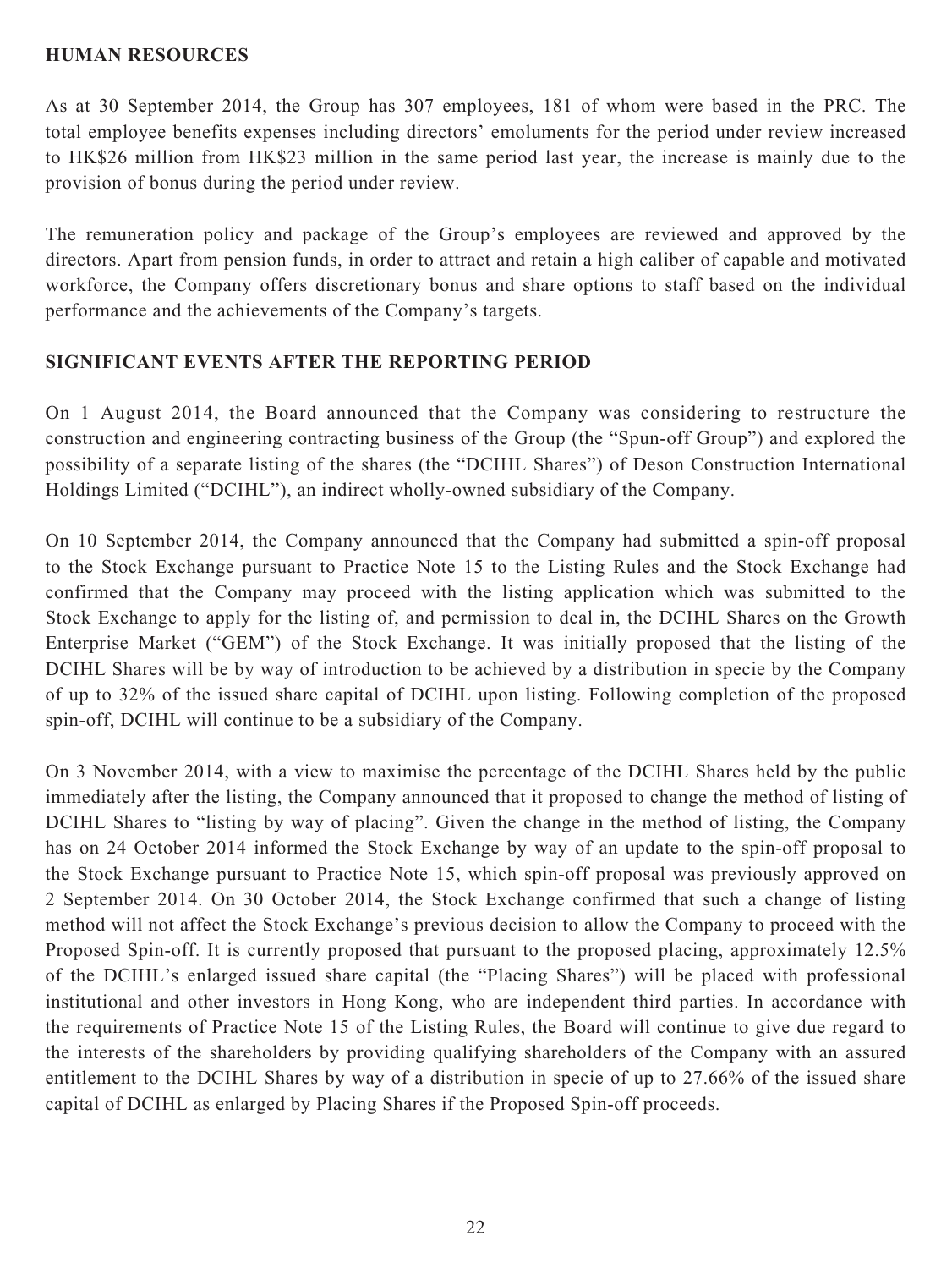## HUMAN RESOURCES

As at 30 September 2014, the Group has 307 employees, 181 of whom were based in the PRC. The total employee benefits expenses including directors' emoluments for the period under review increased to HK$26 million from HK$23 million in the same period last year, the increase is mainly due to the provision of bonus during the period under review.

The remuneration policy and package of the Group's employees are reviewed and approved by the directors. Apart from pension funds, in order to attract and retain a high caliber of capable and motivated workforce, the Company offers discretionary bonus and share options to staff based on the individual performance and the achievements of the Company's targets.

## SIGNIFICANT EVENTS AFTER THE REPORTING PERIOD

On 1 August 2014, the Board announced that the Company was considering to restructure the construction and engineering contracting business of the Group (the "Spun-off Group") and explored the possibility of a separate listing of the shares (the "DCIHL Shares") of Deson Construction International Holdings Limited ("DCIHL"), an indirect wholly-owned subsidiary of the Company.

On 10 September 2014, the Company announced that the Company had submitted a spin-off proposal to the Stock Exchange pursuant to Practice Note 15 to the Listing Rules and the Stock Exchange had confirmed that the Company may proceed with the listing application which was submitted to the Stock Exchange to apply for the listing of, and permission to deal in, the DCIHL Shares on the Growth Enterprise Market ("GEM") of the Stock Exchange. It was initially proposed that the listing of the DCIHL Shares will be by way of introduction to be achieved by a distribution in specie by the Company of up to 32% of the issued share capital of DCIHL upon listing. Following completion of the proposed spin-off, DCIHL will continue to be a subsidiary of the Company.

On 3 November 2014, with a view to maximise the percentage of the DCIHL Shares held by the public immediately after the listing, the Company announced that it proposed to change the method of listing of DCIHL Shares to "listing by way of placing". Given the change in the method of listing, the Company has on 24 October 2014 informed the Stock Exchange by way of an update to the spin-off proposal to the Stock Exchange pursuant to Practice Note 15, which spin-off proposal was previously approved on 2 September 2014. On 30 October 2014, the Stock Exchange confirmed that such a change of listing method will not affect the Stock Exchange's previous decision to allow the Company to proceed with the Proposed Spin-off. It is currently proposed that pursuant to the proposed placing, approximately 12.5% of the DCIHL's enlarged issued share capital (the "Placing Shares") will be placed with professional institutional and other investors in Hong Kong, who are independent third parties. In accordance with the requirements of Practice Note 15 of the Listing Rules, the Board will continue to give due regard to the interests of the shareholders by providing qualifying shareholders of the Company with an assured entitlement to the DCIHL Shares by way of a distribution in specie of up to 27.66% of the issued share capital of DCIHL as enlarged by Placing Shares if the Proposed Spin-off proceeds.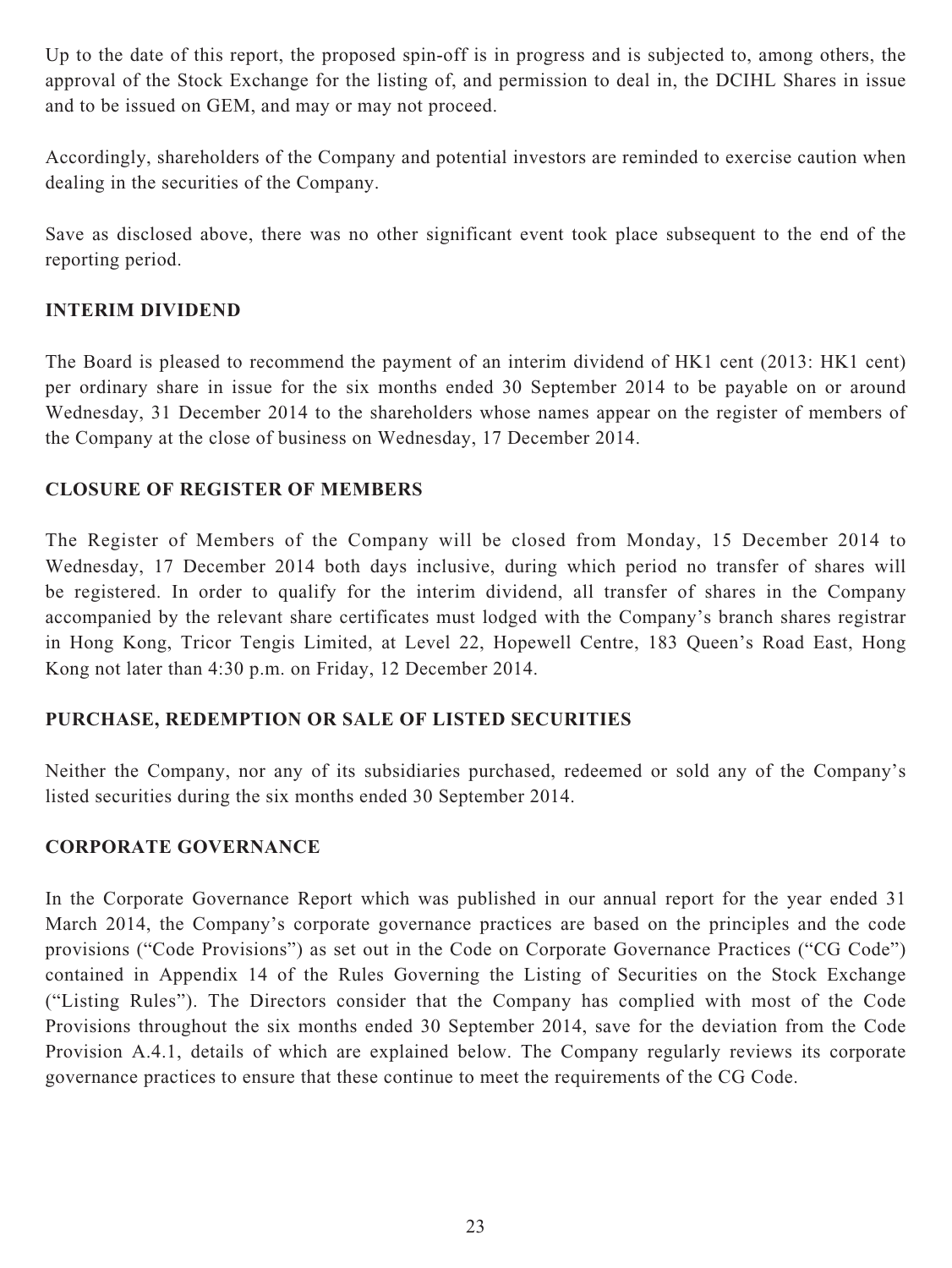Up to the date of this report, the proposed spin-off is in progress and is subjected to, among others, the approval of the Stock Exchange for the listing of, and permission to deal in, the DCIHL Shares in issue and to be issued on GEM, and may or may not proceed.

Accordingly, shareholders of the Company and potential investors are reminded to exercise caution when dealing in the securities of the Company.

Save as disclosed above, there was no other significant event took place subsequent to the end of the reporting period.

## INTERIM DIVIDEND

The Board is pleased to recommend the payment of an interim dividend of HK1 cent (2013: HK1 cent) per ordinary share in issue for the six months ended 30 September 2014 to be payable on or around Wednesday, 31 December 2014 to the shareholders whose names appear on the register of members of the Company at the close of business on Wednesday, 17 December 2014.

## CLOSURE OF REGISTER OF MEMBERS

The Register of Members of the Company will be closed from Monday, 15 December 2014 to Wednesday, 17 December 2014 both days inclusive, during which period no transfer of shares will be registered. In order to qualify for the interim dividend, all transfer of shares in the Company accompanied by the relevant share certificates must lodged with the Company's branch shares registrar in Hong Kong, Tricor Tengis Limited, at Level 22, Hopewell Centre, 183 Queen's Road East, Hong Kong not later than 4:30 p.m. on Friday, 12 December 2014.

## PURCHASE, REDEMPTION OR SALE OF LISTED SECURITIES

Neither the Company, nor any of its subsidiaries purchased, redeemed or sold any of the Company's listed securities during the six months ended 30 September 2014.

## CORPORATE GOVERNANCE

In the Corporate Governance Report which was published in our annual report for the year ended 31 March 2014, the Company's corporate governance practices are based on the principles and the code provisions ("Code Provisions") as set out in the Code on Corporate Governance Practices ("CG Code") contained in Appendix 14 of the Rules Governing the Listing of Securities on the Stock Exchange ("Listing Rules"). The Directors consider that the Company has complied with most of the Code Provisions throughout the six months ended 30 September 2014, save for the deviation from the Code Provision A.4.1, details of which are explained below. The Company regularly reviews its corporate governance practices to ensure that these continue to meet the requirements of the CG Code.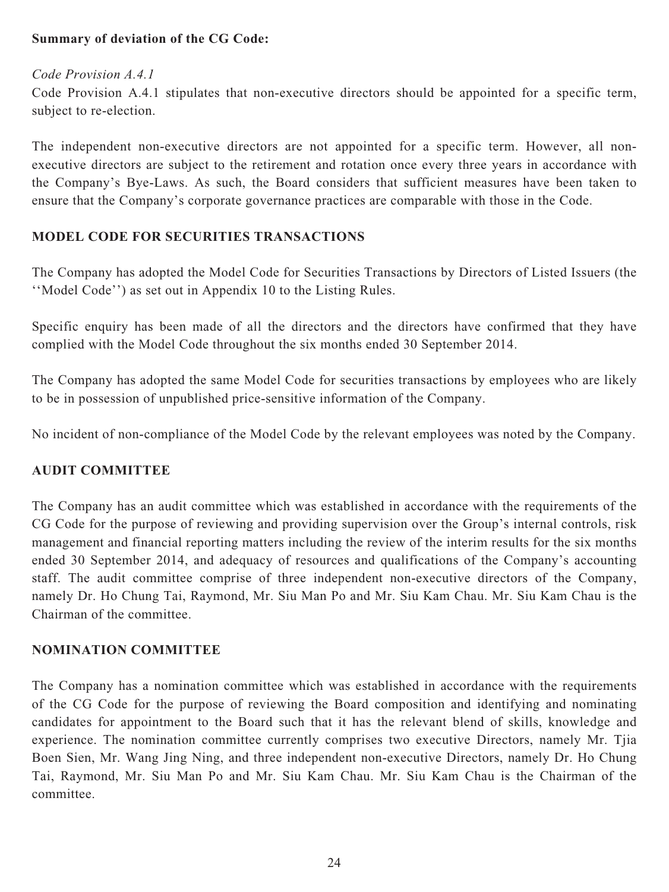**Summary of deviation of the CG Code:**

*Code Provision A.4.1*

Code Provision A.4.1 stipulates that non-executive directors should be appointed for a specific term, subject to re-election.

The independent non-executive directors are not appointed for a specific term. However, all non-executive directors are subject to the retirement and rotation once every three years in accordance with the Company's Bye-Laws. As such, the Board considers that sufficient measures have been taken to ensure that the Company's corporate governance practices are comparable with those in the Code.

## MODEL CODE FOR SECURITIES TRANSACTIONS

The Company has adopted the Model Code for Securities Transactions by Directors of Listed Issuers (the ''Model Code'') as set out in Appendix 10 to the Listing Rules.

Specific enquiry has been made of all the directors and the directors have confirmed that they have complied with the Model Code throughout the six months ended 30 September 2014.

The Company has adopted the same Model Code for securities transactions by employees who are likely to be in possession of unpublished price-sensitive information of the Company.

No incident of non-compliance of the Model Code by the relevant employees was noted by the Company.

## AUDIT COMMITTEE

The Company has an audit committee which was established in accordance with the requirements of the CG Code for the purpose of reviewing and providing supervision over the Group's internal controls, risk management and financial reporting matters including the review of the interim results for the six months ended 30 September 2014, and adequacy of resources and qualifications of the Company's accounting staff. The audit committee comprise of three independent non-executive directors of the Company, namely Dr. Ho Chung Tai, Raymond, Mr. Siu Man Po and Mr. Siu Kam Chau. Mr. Siu Kam Chau is the Chairman of the committee.

## NOMINATION COMMITTEE

The Company has a nomination committee which was established in accordance with the requirements of the CG Code for the purpose of reviewing the Board composition and identifying and nominating candidates for appointment to the Board such that it has the relevant blend of skills, knowledge and experience. The nomination committee currently comprises two executive Directors, namely Mr. Tjia Boen Sien, Mr. Wang Jing Ning, and three independent non-executive Directors, namely Dr. Ho Chung Tai, Raymond, Mr. Siu Man Po and Mr. Siu Kam Chau. Mr. Siu Kam Chau is the Chairman of the committee.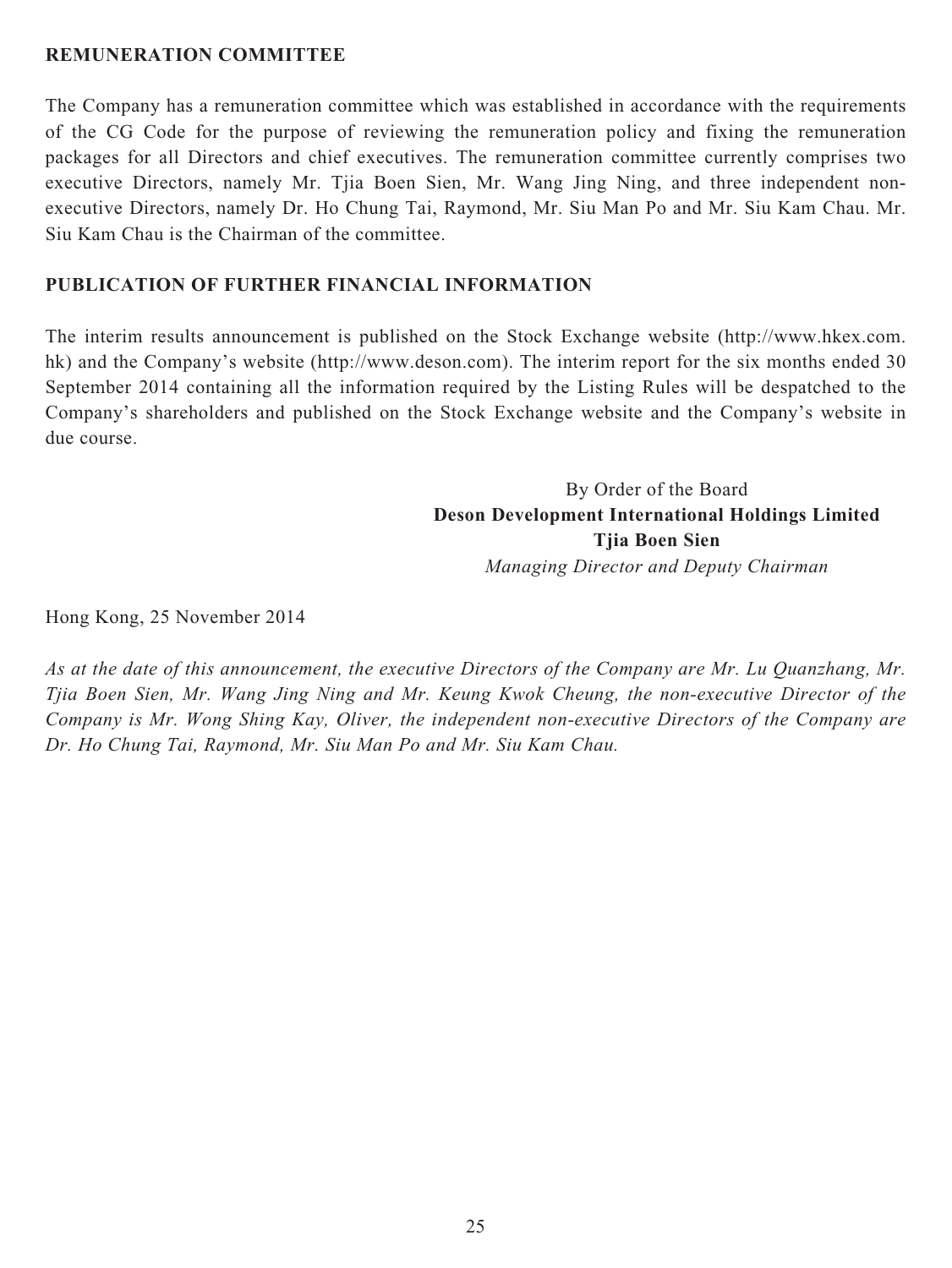## REMUNERATION COMMITTEE

The Company has a remuneration committee which was established in accordance with the requirements of the CG Code for the purpose of reviewing the remuneration policy and fixing the remuneration packages for all Directors and chief executives. The remuneration committee currently comprises two executive Directors, namely Mr. Tjia Boen Sien, Mr. Wang Jing Ning, and three independent non-executive Directors, namely Dr. Ho Chung Tai, Raymond, Mr. Siu Man Po and Mr. Siu Kam Chau. Mr. Siu Kam Chau is the Chairman of the committee.

## PUBLICATION OF FURTHER FINANCIAL INFORMATION

The interim results announcement is published on the Stock Exchange website (http://www.hkex.com.hk) and the Company's website (http://www.deson.com). The interim report for the six months ended 30 September 2014 containing all the information required by the Listing Rules will be despatched to the Company's shareholders and published on the Stock Exchange website and the Company's website in due course.

By Order of the Board
**Deson Development International Holdings Limited**
**Tjia Boen Sien**
*Managing Director and Deputy Chairman*

Hong Kong, 25 November 2014

*As at the date of this announcement, the executive Directors of the Company are Mr. Lu Quanzhang, Mr. Tjia Boen Sien, Mr. Wang Jing Ning and Mr. Keung Kwok Cheung, the non-executive Director of the Company is Mr. Wong Shing Kay, Oliver, the independent non-executive Directors of the Company are Dr. Ho Chung Tai, Raymond, Mr. Siu Man Po and Mr. Siu Kam Chau.*